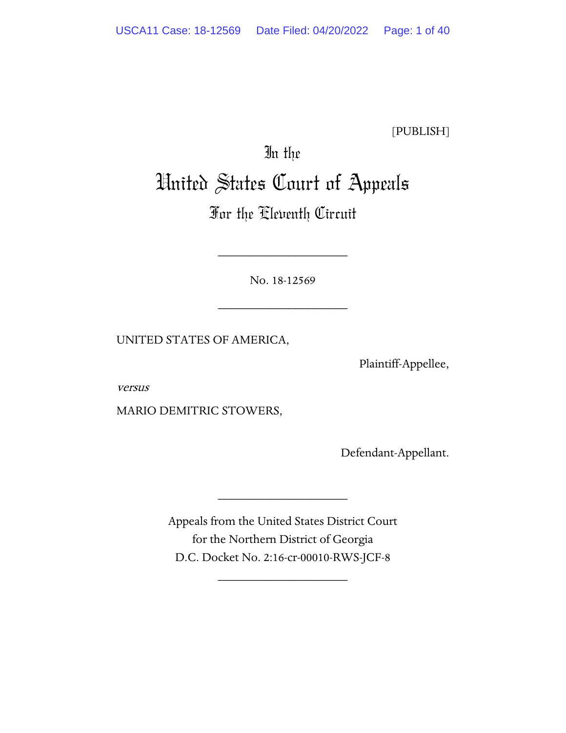[PUBLISH]

In the

# United States Court of Appeals

## For the Eleventh Circuit

____________________

No. 18-12569

____________________

UNITED STATES OF AMERICA,

Plaintiff-Appellee,

*versus*

MARIO DEMITRIC STOWERS,

Defendant-Appellant.

____________________

Appeals from the United States District Court
for the Northern District of Georgia
D.C. Docket No. 2:16-cr-00010-RWS-JCF-8

____________________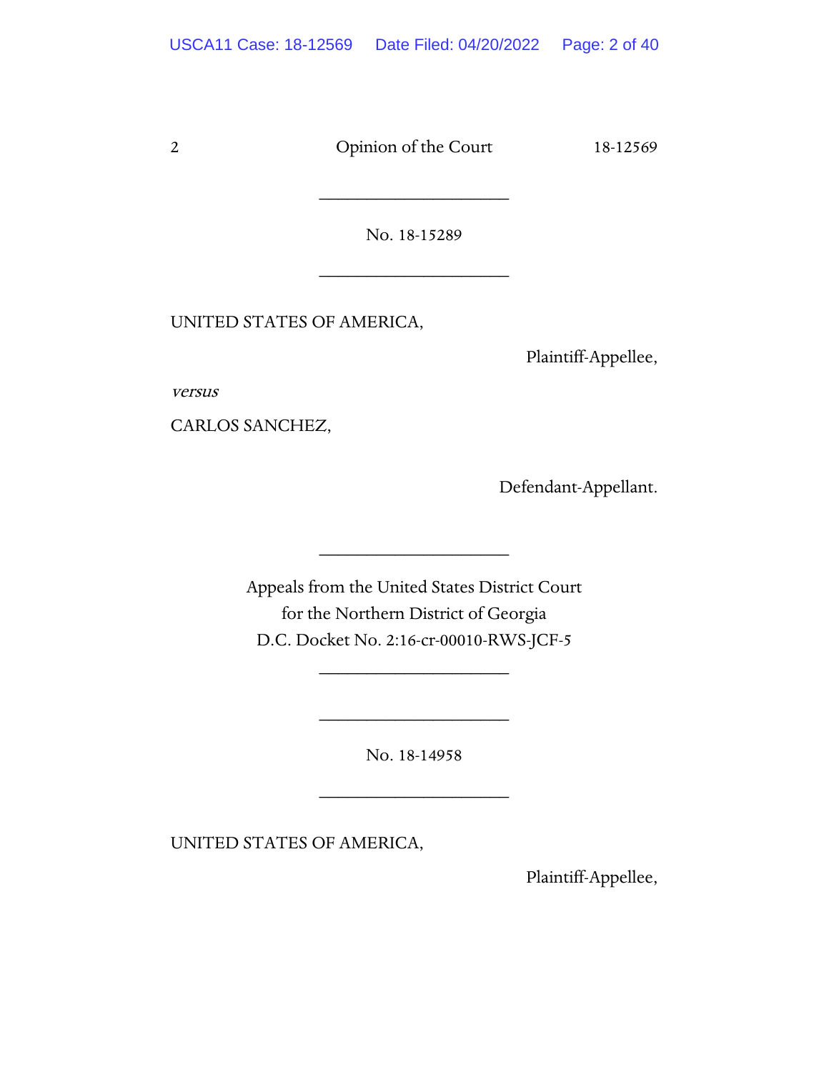\_\_\_\_\_\_\_\_\_\_\_\_\_\_\_\_\_\_\_\_

No. 18-15289

\_\_\_\_\_\_\_\_\_\_\_\_\_\_\_\_\_\_\_\_

UNITED STATES OF AMERICA,

Plaintiff-Appellee,

*versus*

CARLOS SANCHEZ,

Defendant-Appellant.

\_\_\_\_\_\_\_\_\_\_\_\_\_\_\_\_\_\_\_\_

Appeals from the United States District Court
for the Northern District of Georgia
D.C. Docket No. 2:16-cr-00010-RWS-JCF-5

\_\_\_\_\_\_\_\_\_\_\_\_\_\_\_\_\_\_\_\_

\_\_\_\_\_\_\_\_\_\_\_\_\_\_\_\_\_\_\_\_

No. 18-14958

\_\_\_\_\_\_\_\_\_\_\_\_\_\_\_\_\_\_\_\_

UNITED STATES OF AMERICA,

Plaintiff-Appellee,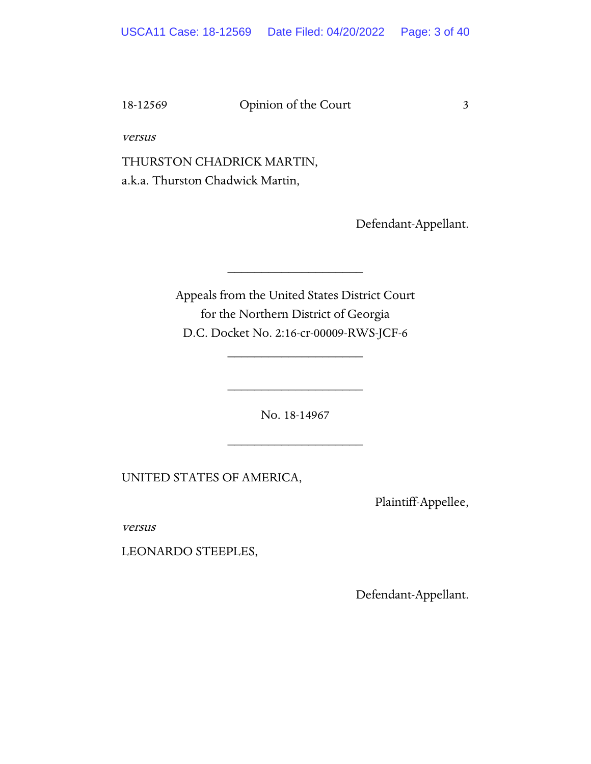*versus*

THURSTON CHADRICK MARTIN,
a.k.a. Thurston Chadwick Martin,

Defendant-Appellant.

---

Appeals from the United States District Court
for the Northern District of Georgia
D.C. Docket No. 2:16-cr-00009-RWS-JCF-6

---

---

No. 18-14967

---

UNITED STATES OF AMERICA,

Plaintiff-Appellee,

*versus*

LEONARDO STEEPLES,

Defendant-Appellant.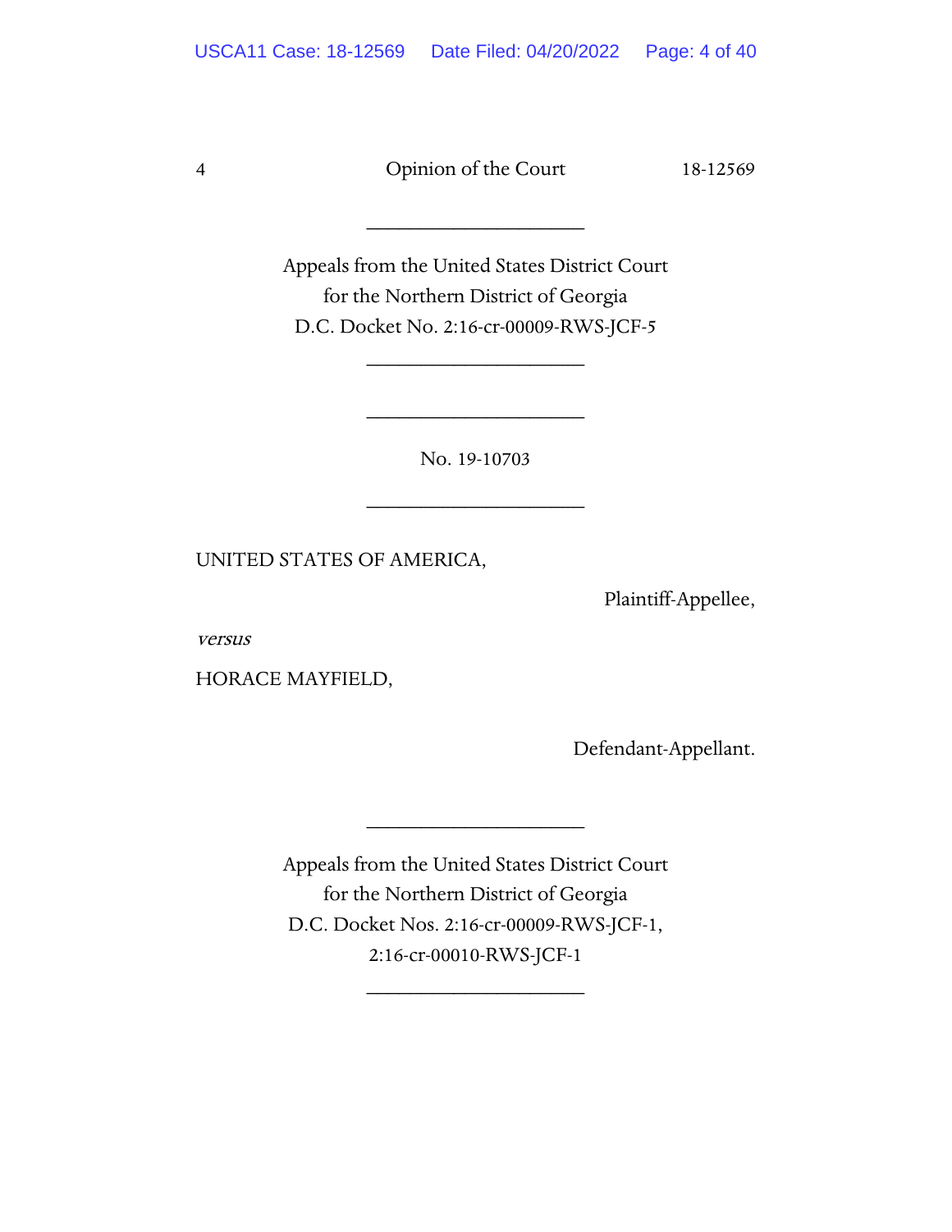\_\_\_\_\_\_\_\_\_\_\_\_\_\_\_\_\_\_\_\_

Appeals from the United States District Court
for the Northern District of Georgia
D.C. Docket No. 2:16-cr-00009-RWS-JCF-5

\_\_\_\_\_\_\_\_\_\_\_\_\_\_\_\_\_\_\_\_

\_\_\_\_\_\_\_\_\_\_\_\_\_\_\_\_\_\_\_\_

No. 19-10703

\_\_\_\_\_\_\_\_\_\_\_\_\_\_\_\_\_\_\_\_

UNITED STATES OF AMERICA,

Plaintiff-Appellee,

*versus*

HORACE MAYFIELD,

Defendant-Appellant.

\_\_\_\_\_\_\_\_\_\_\_\_\_\_\_\_\_\_\_\_

Appeals from the United States District Court
for the Northern District of Georgia
D.C. Docket Nos. 2:16-cr-00009-RWS-JCF-1,
2:16-cr-00010-RWS-JCF-1

\_\_\_\_\_\_\_\_\_\_\_\_\_\_\_\_\_\_\_\_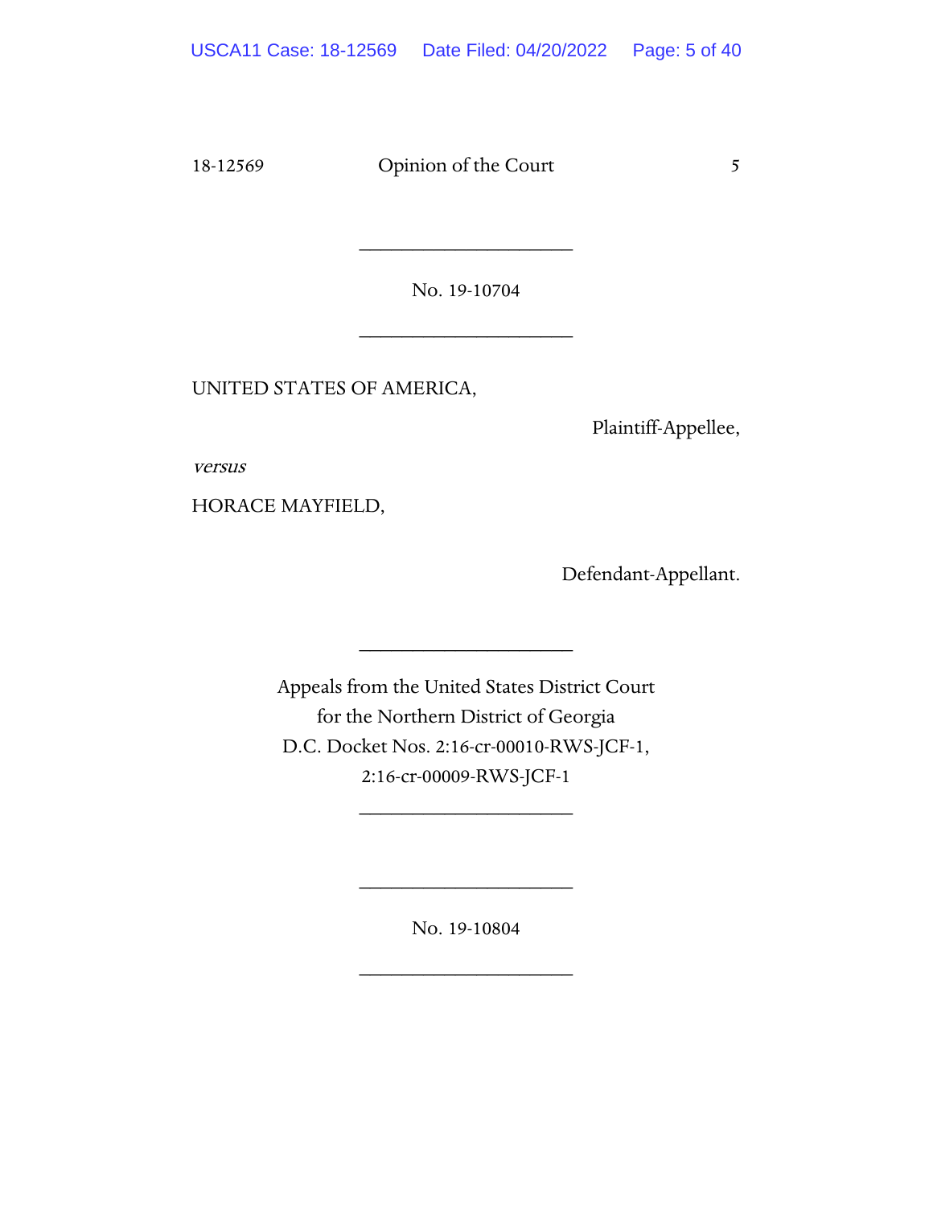\_\_\_\_\_\_\_\_\_\_\_\_\_\_\_\_\_\_\_\_

No. 19-10704

\_\_\_\_\_\_\_\_\_\_\_\_\_\_\_\_\_\_\_\_

UNITED STATES OF AMERICA,

Plaintiff-Appellee,

*versus*

HORACE MAYFIELD,

Defendant-Appellant.

\_\_\_\_\_\_\_\_\_\_\_\_\_\_\_\_\_\_\_\_

Appeals from the United States District Court
for the Northern District of Georgia
D.C. Docket Nos. 2:16-cr-00010-RWS-JCF-1,
2:16-cr-00009-RWS-JCF-1

\_\_\_\_\_\_\_\_\_\_\_\_\_\_\_\_\_\_\_\_

\_\_\_\_\_\_\_\_\_\_\_\_\_\_\_\_\_\_\_\_

No. 19-10804

\_\_\_\_\_\_\_\_\_\_\_\_\_\_\_\_\_\_\_\_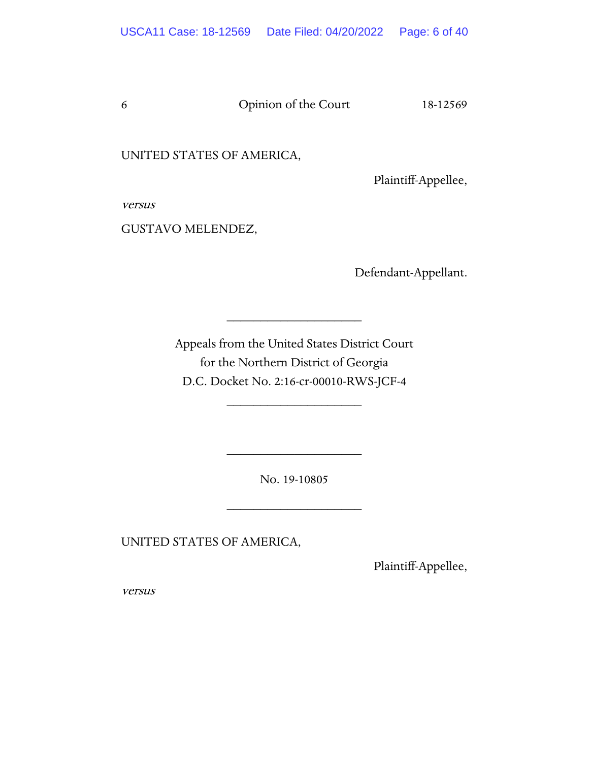UNITED STATES OF AMERICA,

Plaintiff-Appellee,

*versus*

GUSTAVO MELENDEZ,

Defendant-Appellant.

---

Appeals from the United States District Court
for the Northern District of Georgia
D.C. Docket No. 2:16-cr-00010-RWS-JCF-4

---

---

No. 19-10805

---

UNITED STATES OF AMERICA,

Plaintiff-Appellee,

*versus*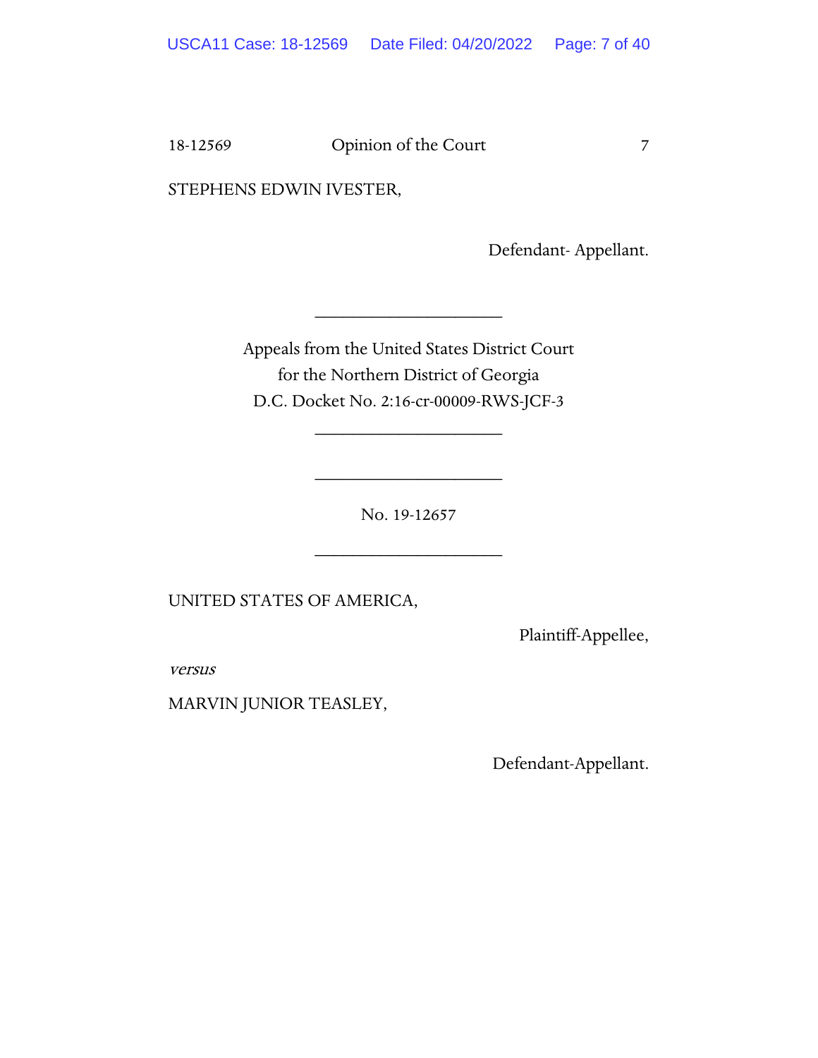STEPHENS EDWIN IVESTER,

Defendant- Appellant.

\_\_\_\_\_\_\_\_\_\_\_\_\_\_\_\_\_\_\_\_\_\_\_\_

Appeals from the United States District Court
for the Northern District of Georgia
D.C. Docket No. 2:16-cr-00009-RWS-JCF-3

\_\_\_\_\_\_\_\_\_\_\_\_\_\_\_\_\_\_\_\_\_\_\_\_

\_\_\_\_\_\_\_\_\_\_\_\_\_\_\_\_\_\_\_\_\_\_\_\_

No. 19-12657

\_\_\_\_\_\_\_\_\_\_\_\_\_\_\_\_\_\_\_\_\_\_\_\_

UNITED STATES OF AMERICA,

Plaintiff-Appellee,

*versus*

MARVIN JUNIOR TEASLEY,

Defendant-Appellant.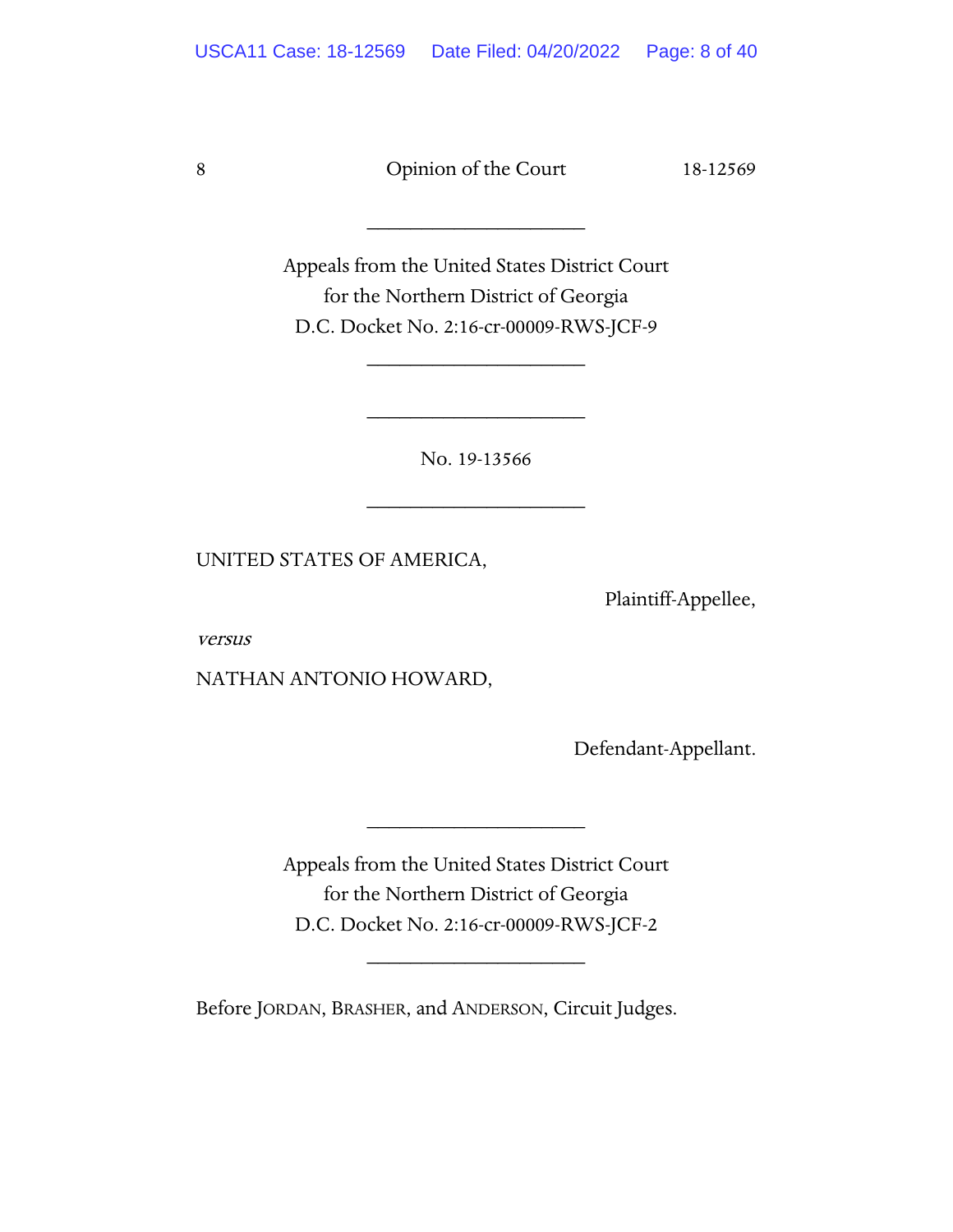________________________

Appeals from the United States District Court
for the Northern District of Georgia
D.C. Docket No. 2:16-cr-00009-RWS-JCF-9

________________________

________________________

No. 19-13566

________________________

UNITED STATES OF AMERICA,

Plaintiff-Appellee,

*versus*

NATHAN ANTONIO HOWARD,

Defendant-Appellant.

________________________

Appeals from the United States District Court
for the Northern District of Georgia
D.C. Docket No. 2:16-cr-00009-RWS-JCF-2

________________________

Before JORDAN, BRASHER, and ANDERSON, Circuit Judges.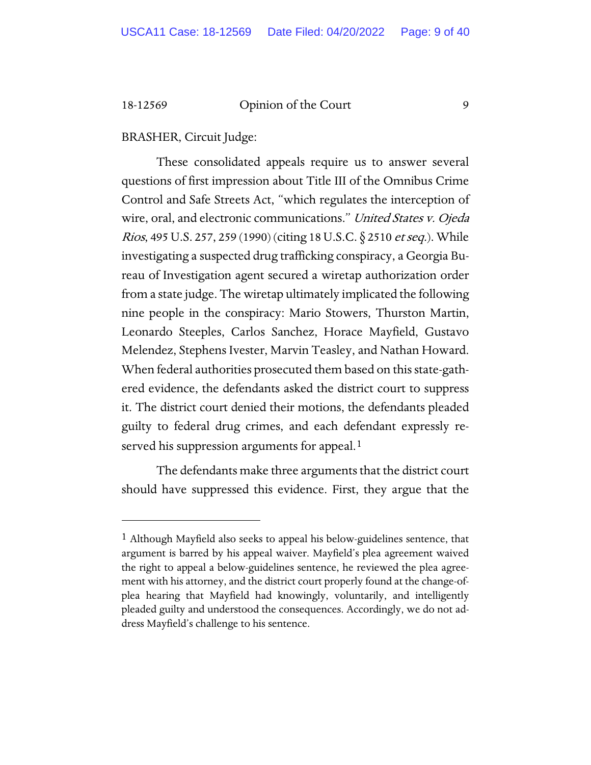BRASHER, Circuit Judge:

These consolidated appeals require us to answer several questions of first impression about Title III of the Omnibus Crime Control and Safe Streets Act, "which regulates the interception of wire, oral, and electronic communications." *United States v. Ojeda Rios*, 495 U.S. 257, 259 (1990) (citing 18 U.S.C. § 2510 *et seq.*). While investigating a suspected drug trafficking conspiracy, a Georgia Bureau of Investigation agent secured a wiretap authorization order from a state judge. The wiretap ultimately implicated the following nine people in the conspiracy: Mario Stowers, Thurston Martin, Leonardo Steeples, Carlos Sanchez, Horace Mayfield, Gustavo Melendez, Stephens Ivester, Marvin Teasley, and Nathan Howard. When federal authorities prosecuted them based on this state-gathered evidence, the defendants asked the district court to suppress it. The district court denied their motions, the defendants pleaded guilty to federal drug crimes, and each defendant expressly reserved his suppression arguments for appeal.[1]

The defendants make three arguments that the district court should have suppressed this evidence. First, they argue that the

[1] Although Mayfield also seeks to appeal his below-guidelines sentence, that argument is barred by his appeal waiver. Mayfield's plea agreement waived the right to appeal a below-guidelines sentence, he reviewed the plea agreement with his attorney, and the district court properly found at the change-of-plea hearing that Mayfield had knowingly, voluntarily, and intelligently pleaded guilty and understood the consequences. Accordingly, we do not address Mayfield's challenge to his sentence.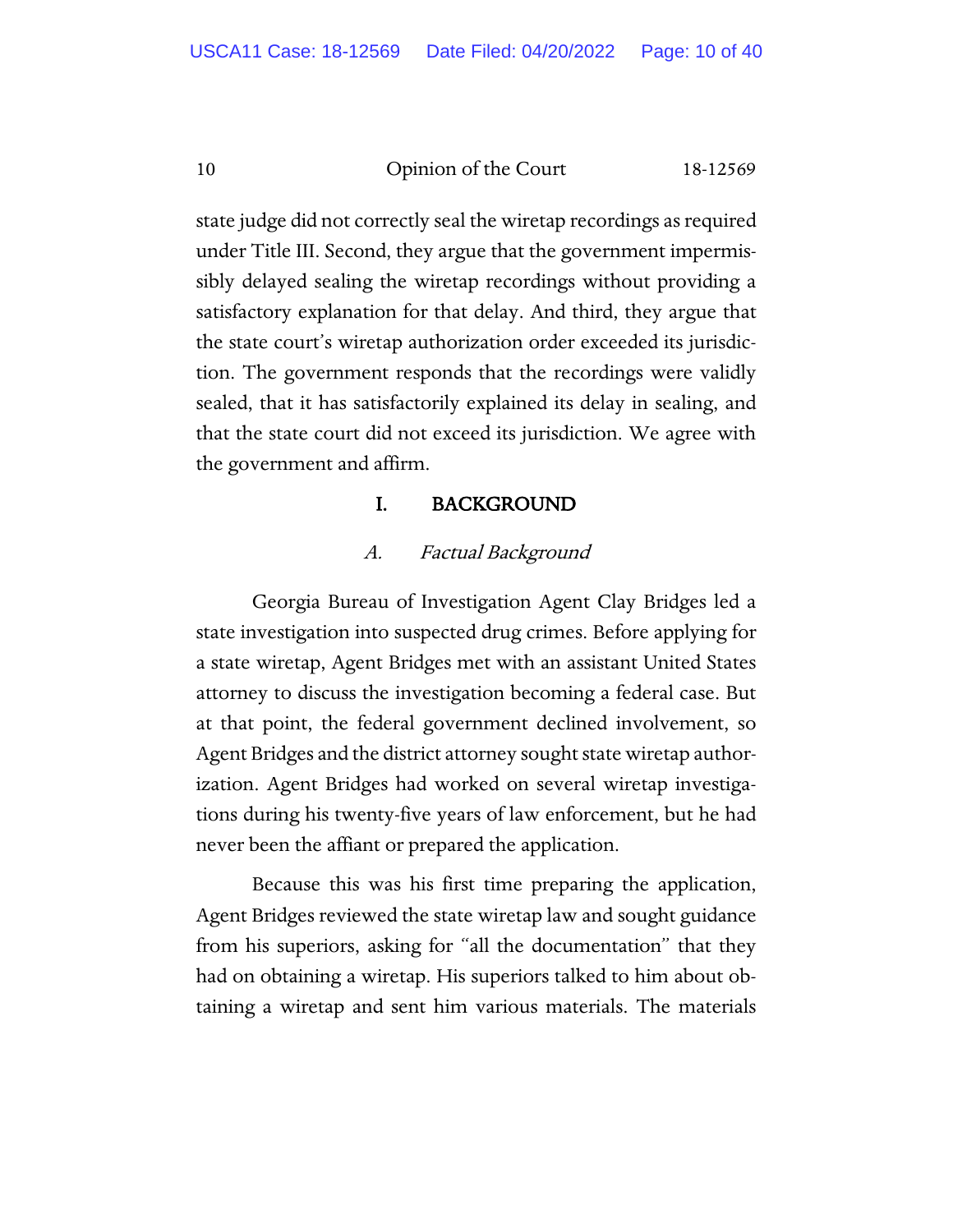state judge did not correctly seal the wiretap recordings as required under Title III. Second, they argue that the government impermissibly delayed sealing the wiretap recordings without providing a satisfactory explanation for that delay. And third, they argue that the state court's wiretap authorization order exceeded its jurisdiction. The government responds that the recordings were validly sealed, that it has satisfactorily explained its delay in sealing, and that the state court did not exceed its jurisdiction. We agree with the government and affirm.

## I. BACKGROUND

### *A. Factual Background*

Georgia Bureau of Investigation Agent Clay Bridges led a state investigation into suspected drug crimes. Before applying for a state wiretap, Agent Bridges met with an assistant United States attorney to discuss the investigation becoming a federal case. But at that point, the federal government declined involvement, so Agent Bridges and the district attorney sought state wiretap authorization. Agent Bridges had worked on several wiretap investigations during his twenty-five years of law enforcement, but he had never been the affiant or prepared the application.

Because this was his first time preparing the application, Agent Bridges reviewed the state wiretap law and sought guidance from his superiors, asking for "all the documentation" that they had on obtaining a wiretap. His superiors talked to him about obtaining a wiretap and sent him various materials. The materials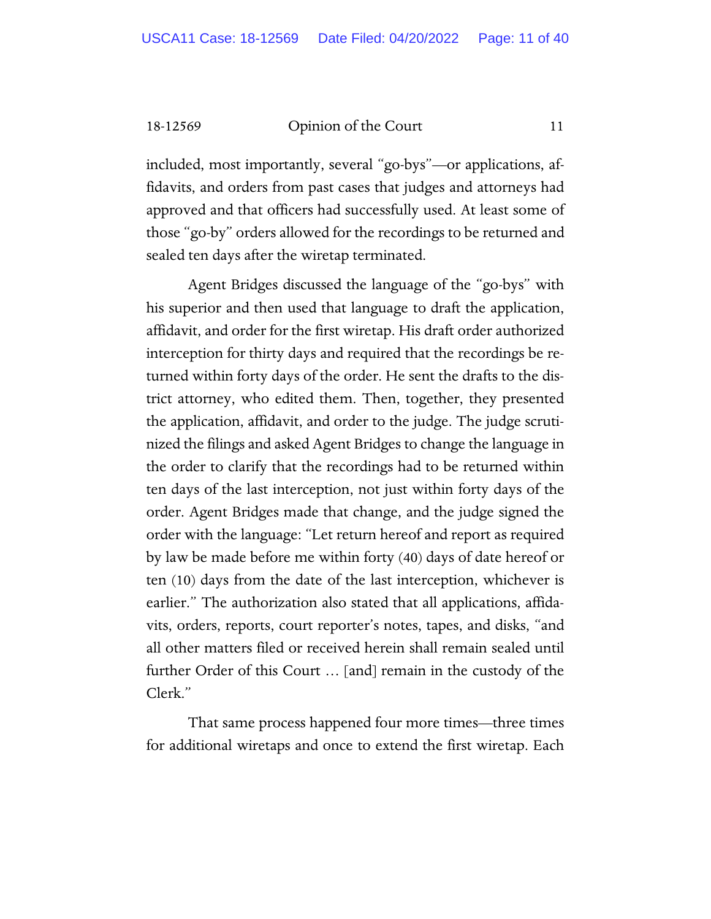included, most importantly, several "go-bys"—or applications, affidavits, and orders from past cases that judges and attorneys had approved and that officers had successfully used. At least some of those "go-by" orders allowed for the recordings to be returned and sealed ten days after the wiretap terminated.

Agent Bridges discussed the language of the "go-bys" with his superior and then used that language to draft the application, affidavit, and order for the first wiretap. His draft order authorized interception for thirty days and required that the recordings be returned within forty days of the order. He sent the drafts to the district attorney, who edited them. Then, together, they presented the application, affidavit, and order to the judge. The judge scrutinized the filings and asked Agent Bridges to change the language in the order to clarify that the recordings had to be returned within ten days of the last interception, not just within forty days of the order. Agent Bridges made that change, and the judge signed the order with the language: "Let return hereof and report as required by law be made before me within forty (40) days of date hereof or ten (10) days from the date of the last interception, whichever is earlier." The authorization also stated that all applications, affidavits, orders, reports, court reporter's notes, tapes, and disks, "and all other matters filed or received herein shall remain sealed until further Order of this Court … [and] remain in the custody of the Clerk."

That same process happened four more times—three times for additional wiretaps and once to extend the first wiretap. Each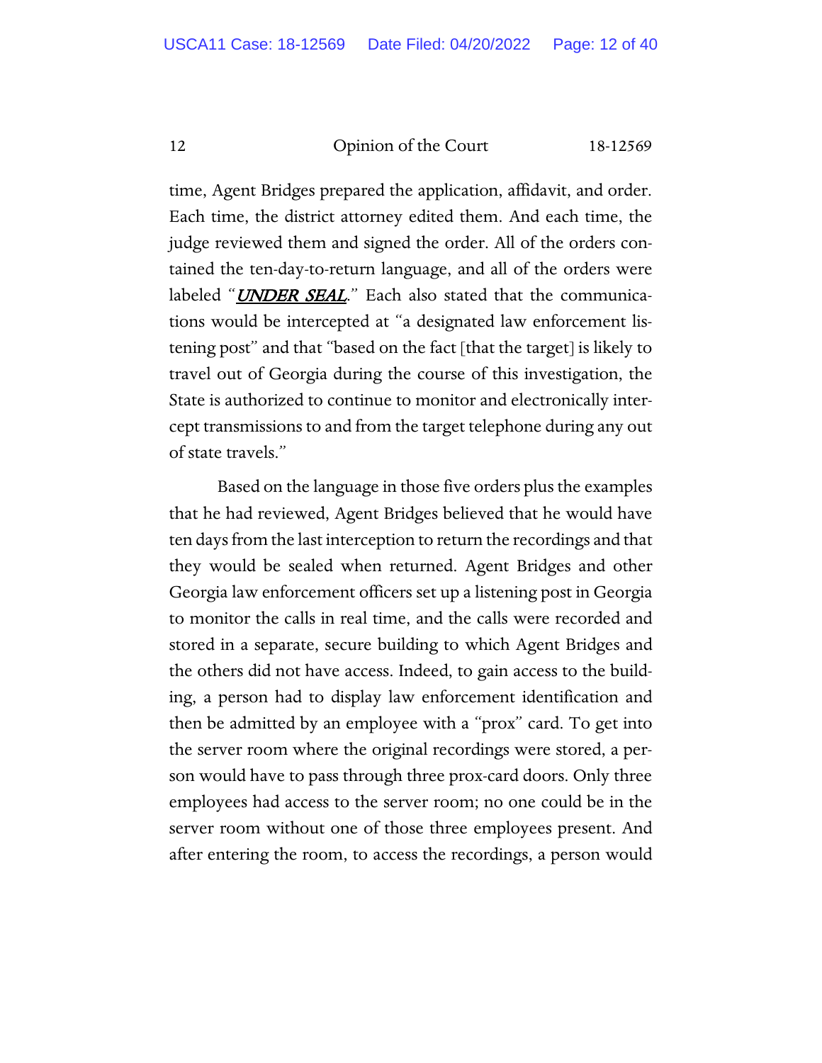time, Agent Bridges prepared the application, affidavit, and order. Each time, the district attorney edited them. And each time, the judge reviewed them and signed the order. All of the orders contained the ten-day-to-return language, and all of the orders were labeled "***UNDER SEAL***." Each also stated that the communications would be intercepted at "a designated law enforcement listening post" and that "based on the fact [that the target] is likely to travel out of Georgia during the course of this investigation, the State is authorized to continue to monitor and electronically intercept transmissions to and from the target telephone during any out of state travels."

Based on the language in those five orders plus the examples that he had reviewed, Agent Bridges believed that he would have ten days from the last interception to return the recordings and that they would be sealed when returned. Agent Bridges and other Georgia law enforcement officers set up a listening post in Georgia to monitor the calls in real time, and the calls were recorded and stored in a separate, secure building to which Agent Bridges and the others did not have access. Indeed, to gain access to the building, a person had to display law enforcement identification and then be admitted by an employee with a "prox" card. To get into the server room where the original recordings were stored, a person would have to pass through three prox-card doors. Only three employees had access to the server room; no one could be in the server room without one of those three employees present. And after entering the room, to access the recordings, a person would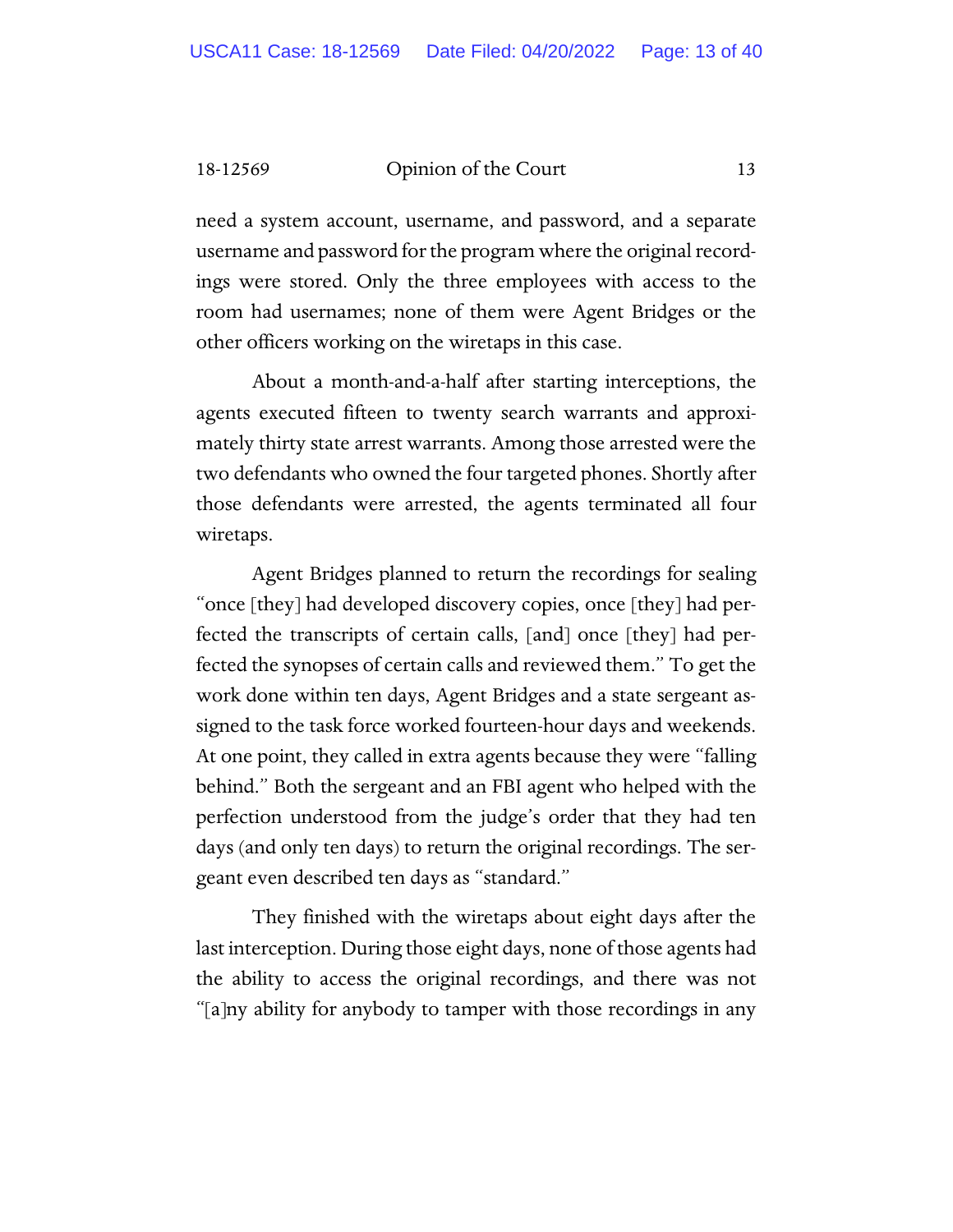need a system account, username, and password, and a separate username and password for the program where the original recordings were stored. Only the three employees with access to the room had usernames; none of them were Agent Bridges or the other officers working on the wiretaps in this case.

About a month-and-a-half after starting interceptions, the agents executed fifteen to twenty search warrants and approximately thirty state arrest warrants. Among those arrested were the two defendants who owned the four targeted phones. Shortly after those defendants were arrested, the agents terminated all four wiretaps.

Agent Bridges planned to return the recordings for sealing "once [they] had developed discovery copies, once [they] had perfected the transcripts of certain calls, [and] once [they] had perfected the synopses of certain calls and reviewed them." To get the work done within ten days, Agent Bridges and a state sergeant assigned to the task force worked fourteen-hour days and weekends. At one point, they called in extra agents because they were "falling behind." Both the sergeant and an FBI agent who helped with the perfection understood from the judge's order that they had ten days (and only ten days) to return the original recordings. The sergeant even described ten days as "standard."

They finished with the wiretaps about eight days after the last interception. During those eight days, none of those agents had the ability to access the original recordings, and there was not "[a]ny ability for anybody to tamper with those recordings in any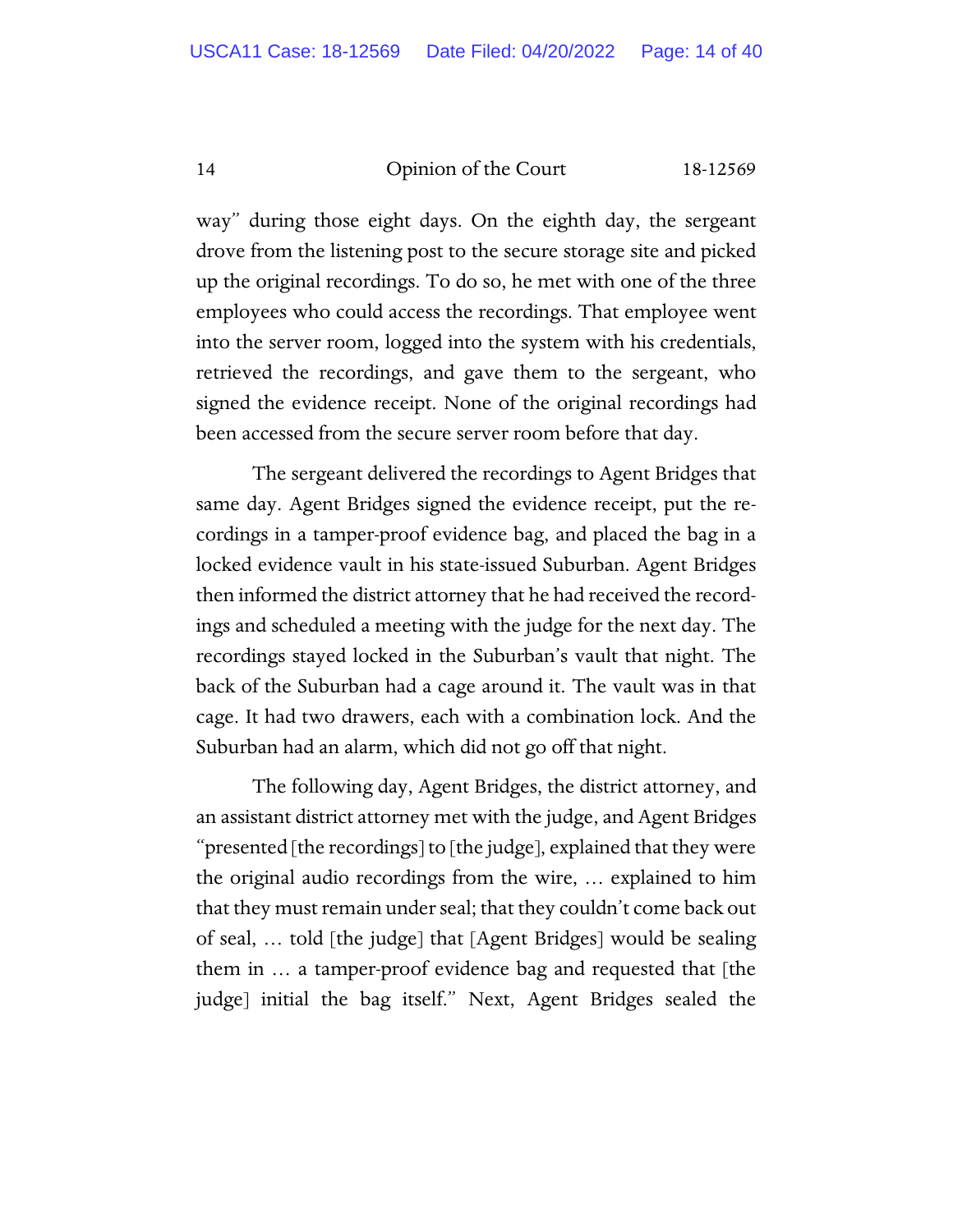way" during those eight days. On the eighth day, the sergeant drove from the listening post to the secure storage site and picked up the original recordings. To do so, he met with one of the three employees who could access the recordings. That employee went into the server room, logged into the system with his credentials, retrieved the recordings, and gave them to the sergeant, who signed the evidence receipt. None of the original recordings had been accessed from the secure server room before that day.

The sergeant delivered the recordings to Agent Bridges that same day. Agent Bridges signed the evidence receipt, put the recordings in a tamper-proof evidence bag, and placed the bag in a locked evidence vault in his state-issued Suburban. Agent Bridges then informed the district attorney that he had received the recordings and scheduled a meeting with the judge for the next day. The recordings stayed locked in the Suburban's vault that night. The back of the Suburban had a cage around it. The vault was in that cage. It had two drawers, each with a combination lock. And the Suburban had an alarm, which did not go off that night.

The following day, Agent Bridges, the district attorney, and an assistant district attorney met with the judge, and Agent Bridges "presented [the recordings] to [the judge], explained that they were the original audio recordings from the wire, … explained to him that they must remain under seal; that they couldn't come back out of seal, … told [the judge] that [Agent Bridges] would be sealing them in … a tamper-proof evidence bag and requested that [the judge] initial the bag itself." Next, Agent Bridges sealed the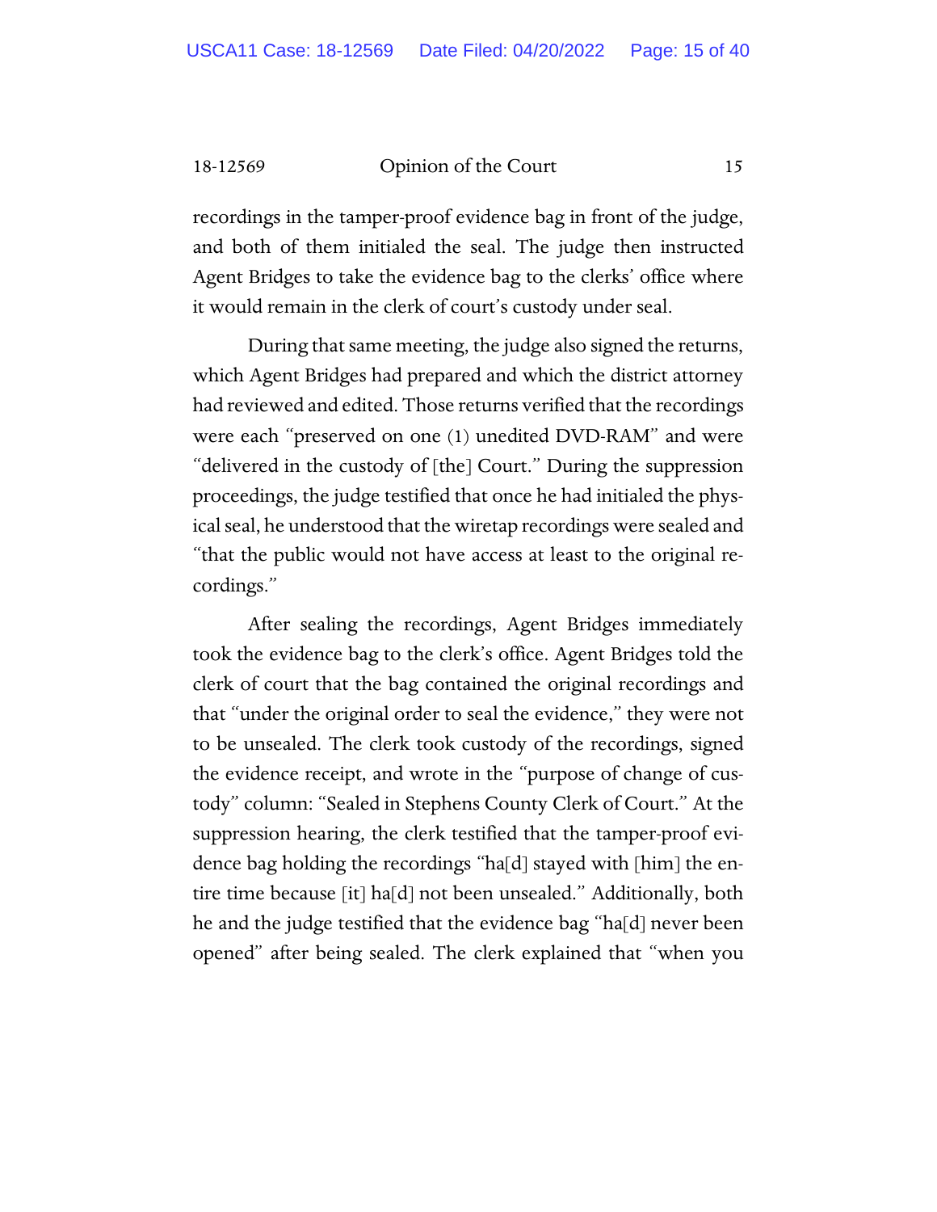recordings in the tamper-proof evidence bag in front of the judge, and both of them initialed the seal. The judge then instructed Agent Bridges to take the evidence bag to the clerks' office where it would remain in the clerk of court's custody under seal.

During that same meeting, the judge also signed the returns, which Agent Bridges had prepared and which the district attorney had reviewed and edited. Those returns verified that the recordings were each "preserved on one (1) unedited DVD-RAM" and were "delivered in the custody of [the] Court." During the suppression proceedings, the judge testified that once he had initialed the physical seal, he understood that the wiretap recordings were sealed and "that the public would not have access at least to the original recordings."

After sealing the recordings, Agent Bridges immediately took the evidence bag to the clerk's office. Agent Bridges told the clerk of court that the bag contained the original recordings and that "under the original order to seal the evidence," they were not to be unsealed. The clerk took custody of the recordings, signed the evidence receipt, and wrote in the "purpose of change of custody" column: "Sealed in Stephens County Clerk of Court." At the suppression hearing, the clerk testified that the tamper-proof evidence bag holding the recordings "ha[d] stayed with [him] the entire time because [it] ha[d] not been unsealed." Additionally, both he and the judge testified that the evidence bag "ha[d] never been opened" after being sealed. The clerk explained that "when you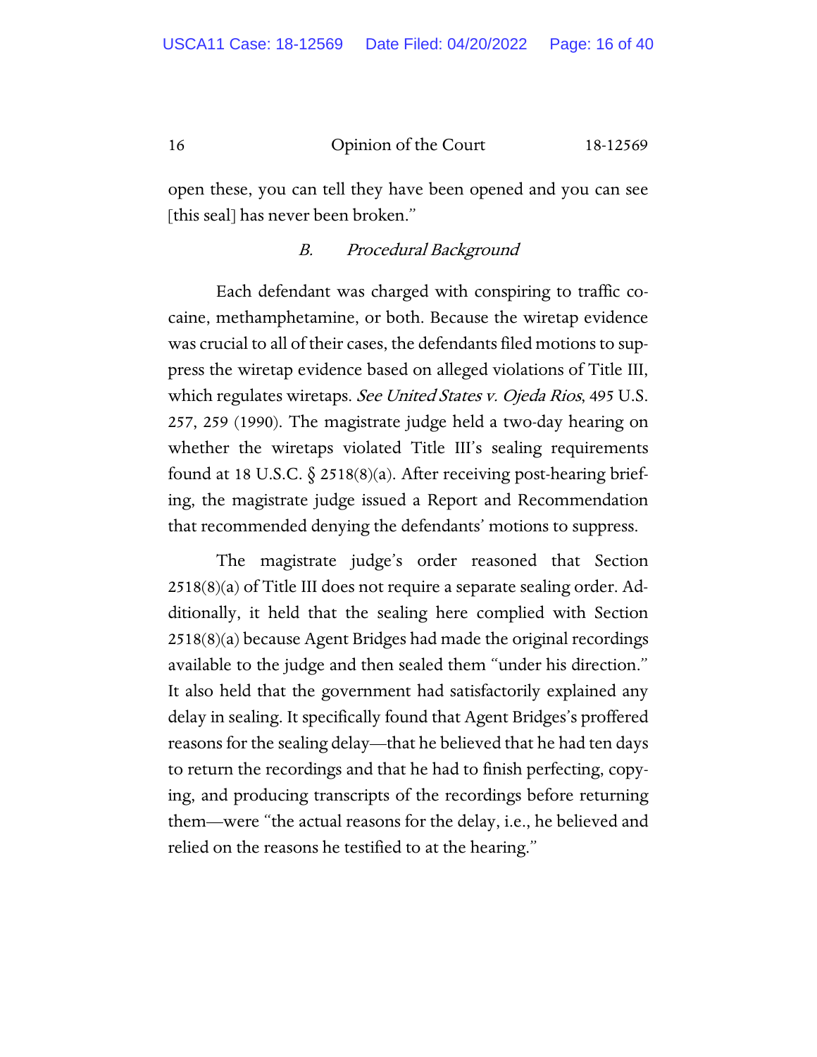open these, you can tell they have been opened and you can see [this seal] has never been broken."

### *B. Procedural Background*

Each defendant was charged with conspiring to traffic cocaine, methamphetamine, or both. Because the wiretap evidence was crucial to all of their cases, the defendants filed motions to suppress the wiretap evidence based on alleged violations of Title III, which regulates wiretaps. *See United States v. Ojeda Rios*, 495 U.S. 257, 259 (1990). The magistrate judge held a two-day hearing on whether the wiretaps violated Title III's sealing requirements found at 18 U.S.C. § 2518(8)(a). After receiving post-hearing briefing, the magistrate judge issued a Report and Recommendation that recommended denying the defendants' motions to suppress.

The magistrate judge's order reasoned that Section 2518(8)(a) of Title III does not require a separate sealing order. Additionally, it held that the sealing here complied with Section 2518(8)(a) because Agent Bridges had made the original recordings available to the judge and then sealed them "under his direction." It also held that the government had satisfactorily explained any delay in sealing. It specifically found that Agent Bridges's proffered reasons for the sealing delay—that he believed that he had ten days to return the recordings and that he had to finish perfecting, copying, and producing transcripts of the recordings before returning them—were "the actual reasons for the delay, i.e., he believed and relied on the reasons he testified to at the hearing."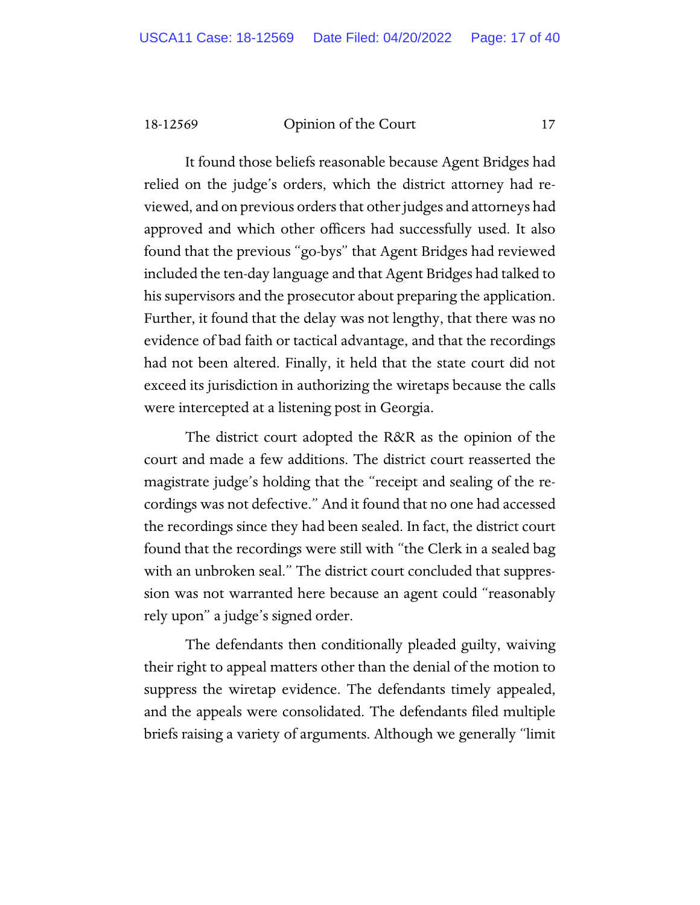It found those beliefs reasonable because Agent Bridges had relied on the judge's orders, which the district attorney had reviewed, and on previous orders that other judges and attorneys had approved and which other officers had successfully used. It also found that the previous "go-bys" that Agent Bridges had reviewed included the ten-day language and that Agent Bridges had talked to his supervisors and the prosecutor about preparing the application. Further, it found that the delay was not lengthy, that there was no evidence of bad faith or tactical advantage, and that the recordings had not been altered. Finally, it held that the state court did not exceed its jurisdiction in authorizing the wiretaps because the calls were intercepted at a listening post in Georgia.

The district court adopted the R&R as the opinion of the court and made a few additions. The district court reasserted the magistrate judge's holding that the "receipt and sealing of the recordings was not defective." And it found that no one had accessed the recordings since they had been sealed. In fact, the district court found that the recordings were still with "the Clerk in a sealed bag with an unbroken seal." The district court concluded that suppression was not warranted here because an agent could "reasonably rely upon" a judge's signed order.

The defendants then conditionally pleaded guilty, waiving their right to appeal matters other than the denial of the motion to suppress the wiretap evidence. The defendants timely appealed, and the appeals were consolidated. The defendants filed multiple briefs raising a variety of arguments. Although we generally "limit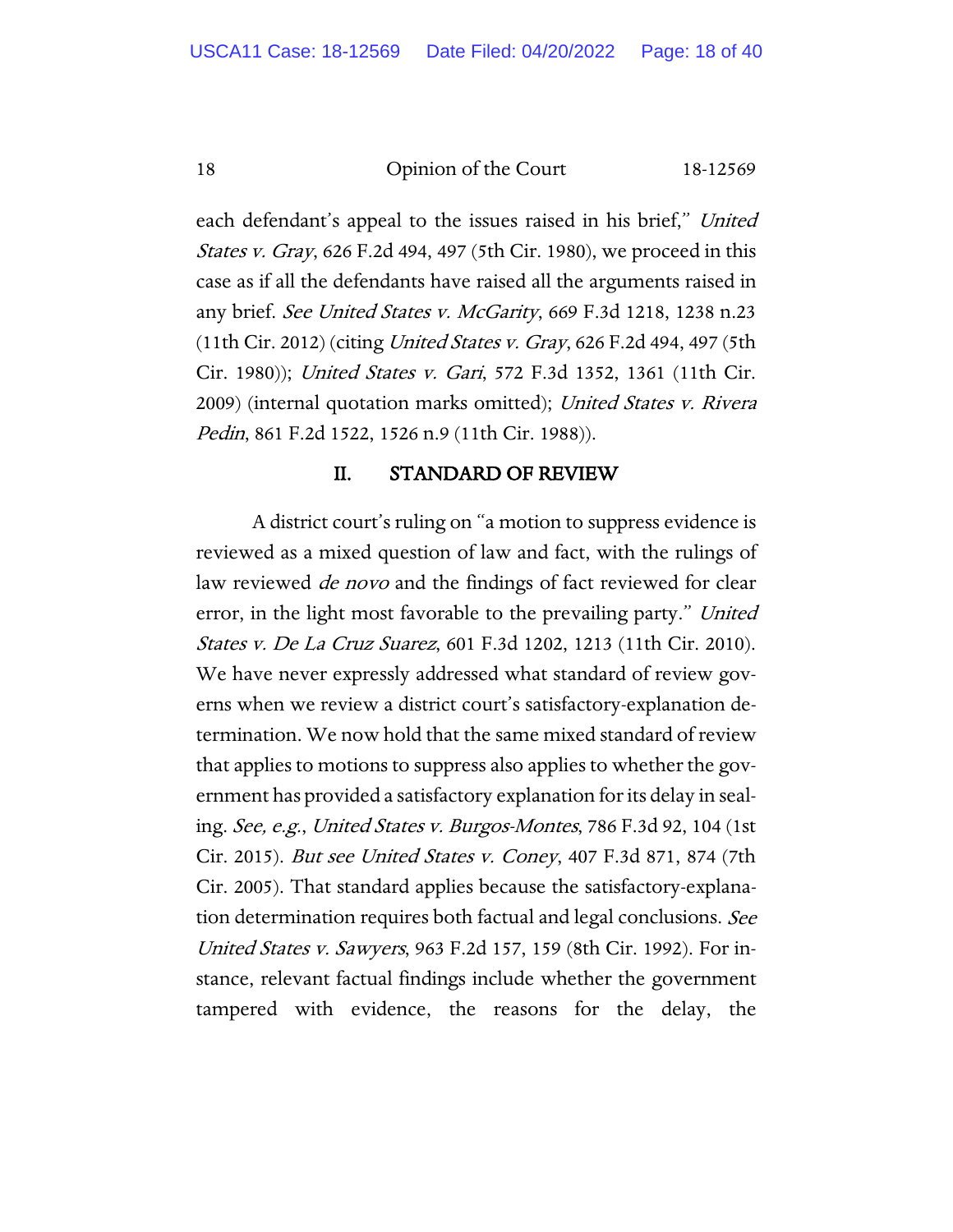each defendant's appeal to the issues raised in his brief," *United States v. Gray*, 626 F.2d 494, 497 (5th Cir. 1980), we proceed in this case as if all the defendants have raised all the arguments raised in any brief. *See United States v. McGarity*, 669 F.3d 1218, 1238 n.23 (11th Cir. 2012) (citing *United States v. Gray*, 626 F.2d 494, 497 (5th Cir. 1980)); *United States v. Gari*, 572 F.3d 1352, 1361 (11th Cir. 2009) (internal quotation marks omitted); *United States v. Rivera Pedin*, 861 F.2d 1522, 1526 n.9 (11th Cir. 1988)).

## II. STANDARD OF REVIEW

A district court's ruling on "a motion to suppress evidence is reviewed as a mixed question of law and fact, with the rulings of law reviewed *de novo* and the findings of fact reviewed for clear error, in the light most favorable to the prevailing party." *United States v. De La Cruz Suarez*, 601 F.3d 1202, 1213 (11th Cir. 2010). We have never expressly addressed what standard of review governs when we review a district court's satisfactory-explanation determination. We now hold that the same mixed standard of review that applies to motions to suppress also applies to whether the government has provided a satisfactory explanation for its delay in sealing. *See, e.g.*, *United States v. Burgos-Montes*, 786 F.3d 92, 104 (1st Cir. 2015). *But see United States v. Coney*, 407 F.3d 871, 874 (7th Cir. 2005). That standard applies because the satisfactory-explanation determination requires both factual and legal conclusions. *See United States v. Sawyers*, 963 F.2d 157, 159 (8th Cir. 1992). For instance, relevant factual findings include whether the government tampered with evidence, the reasons for the delay, the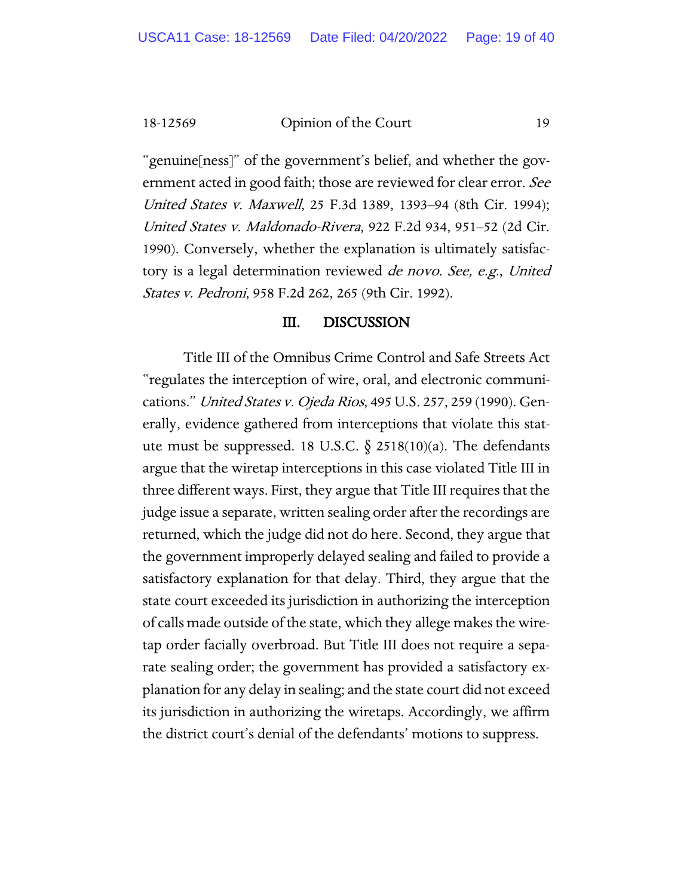"genuine[ness]" of the government's belief, and whether the government acted in good faith; those are reviewed for clear error. *See United States v. Maxwell*, 25 F.3d 1389, 1393–94 (8th Cir. 1994); *United States v. Maldonado-Rivera*, 922 F.2d 934, 951–52 (2d Cir. 1990). Conversely, whether the explanation is ultimately satisfactory is a legal determination reviewed *de novo*. *See, e.g.*, *United States v. Pedroni*, 958 F.2d 262, 265 (9th Cir. 1992).

## III. DISCUSSION

Title III of the Omnibus Crime Control and Safe Streets Act "regulates the interception of wire, oral, and electronic communications." *United States v. Ojeda Rios*, 495 U.S. 257, 259 (1990). Generally, evidence gathered from interceptions that violate this statute must be suppressed. 18 U.S.C. § 2518(10)(a). The defendants argue that the wiretap interceptions in this case violated Title III in three different ways. First, they argue that Title III requires that the judge issue a separate, written sealing order after the recordings are returned, which the judge did not do here. Second, they argue that the government improperly delayed sealing and failed to provide a satisfactory explanation for that delay. Third, they argue that the state court exceeded its jurisdiction in authorizing the interception of calls made outside of the state, which they allege makes the wiretap order facially overbroad. But Title III does not require a separate sealing order; the government has provided a satisfactory explanation for any delay in sealing; and the state court did not exceed its jurisdiction in authorizing the wiretaps. Accordingly, we affirm the district court's denial of the defendants' motions to suppress.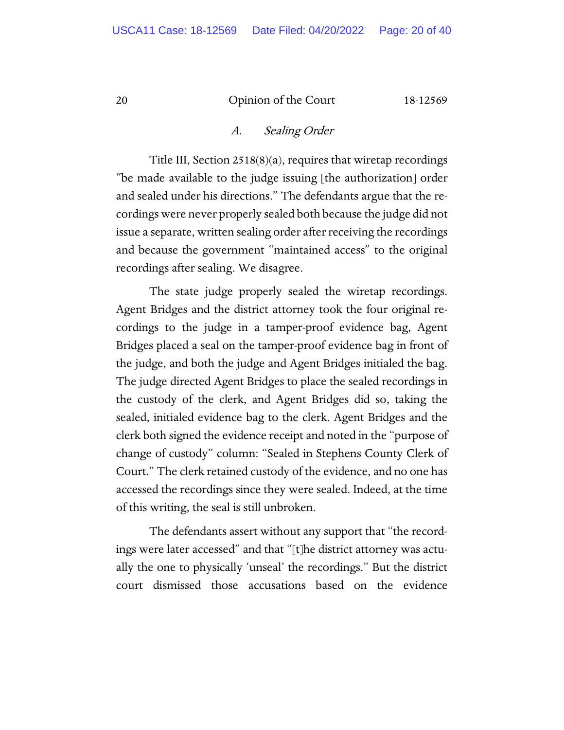### *A. Sealing Order*

Title III, Section 2518(8)(a), requires that wiretap recordings "be made available to the judge issuing [the authorization] order and sealed under his directions." The defendants argue that the recordings were never properly sealed both because the judge did not issue a separate, written sealing order after receiving the recordings and because the government "maintained access" to the original recordings after sealing. We disagree.

The state judge properly sealed the wiretap recordings. Agent Bridges and the district attorney took the four original recordings to the judge in a tamper-proof evidence bag, Agent Bridges placed a seal on the tamper-proof evidence bag in front of the judge, and both the judge and Agent Bridges initialed the bag. The judge directed Agent Bridges to place the sealed recordings in the custody of the clerk, and Agent Bridges did so, taking the sealed, initialed evidence bag to the clerk. Agent Bridges and the clerk both signed the evidence receipt and noted in the "purpose of change of custody" column: "Sealed in Stephens County Clerk of Court." The clerk retained custody of the evidence, and no one has accessed the recordings since they were sealed. Indeed, at the time of this writing, the seal is still unbroken.

The defendants assert without any support that "the recordings were later accessed" and that "[t]he district attorney was actually the one to physically 'unseal' the recordings." But the district court dismissed those accusations based on the evidence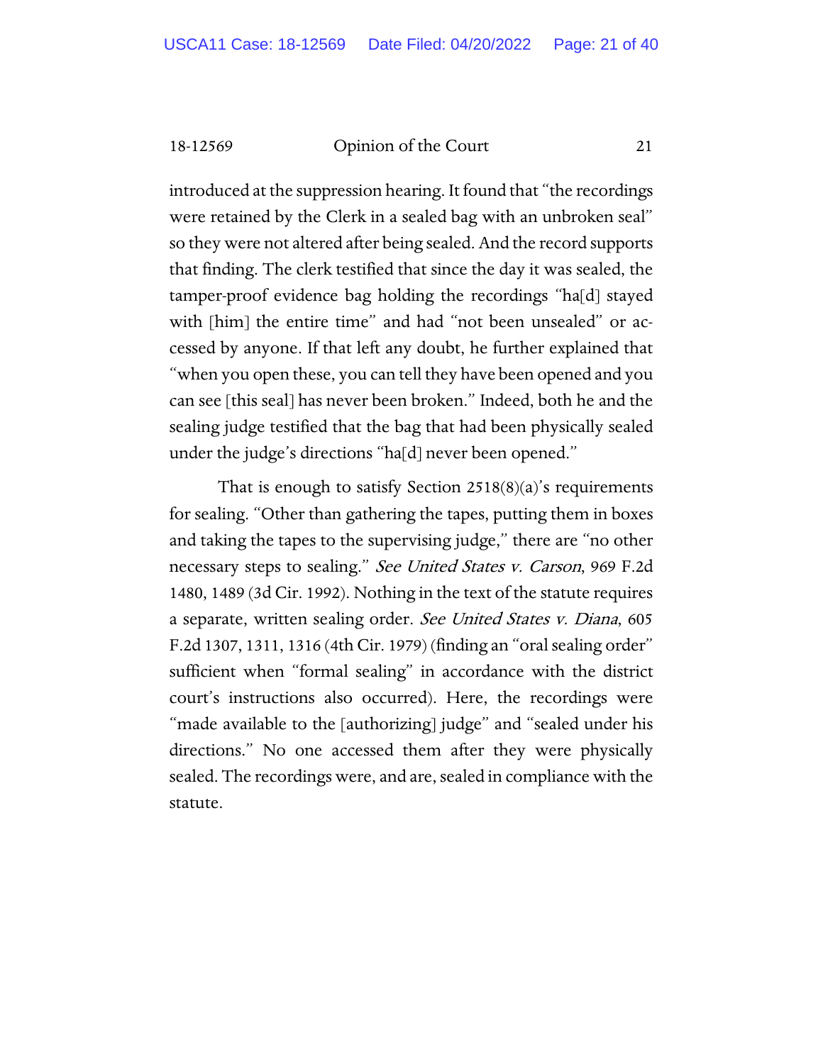introduced at the suppression hearing. It found that "the recordings were retained by the Clerk in a sealed bag with an unbroken seal" so they were not altered after being sealed. And the record supports that finding. The clerk testified that since the day it was sealed, the tamper-proof evidence bag holding the recordings "ha[d] stayed with [him] the entire time" and had "not been unsealed" or accessed by anyone. If that left any doubt, he further explained that "when you open these, you can tell they have been opened and you can see [this seal] has never been broken." Indeed, both he and the sealing judge testified that the bag that had been physically sealed under the judge's directions "ha[d] never been opened."

That is enough to satisfy Section 2518(8)(a)'s requirements for sealing. "Other than gathering the tapes, putting them in boxes and taking the tapes to the supervising judge," there are "no other necessary steps to sealing." *See United States v. Carson*, 969 F.2d 1480, 1489 (3d Cir. 1992). Nothing in the text of the statute requires a separate, written sealing order. *See United States v. Diana*, 605 F.2d 1307, 1311, 1316 (4th Cir. 1979) (finding an "oral sealing order" sufficient when "formal sealing" in accordance with the district court's instructions also occurred). Here, the recordings were "made available to the [authorizing] judge" and "sealed under his directions." No one accessed them after they were physically sealed. The recordings were, and are, sealed in compliance with the statute.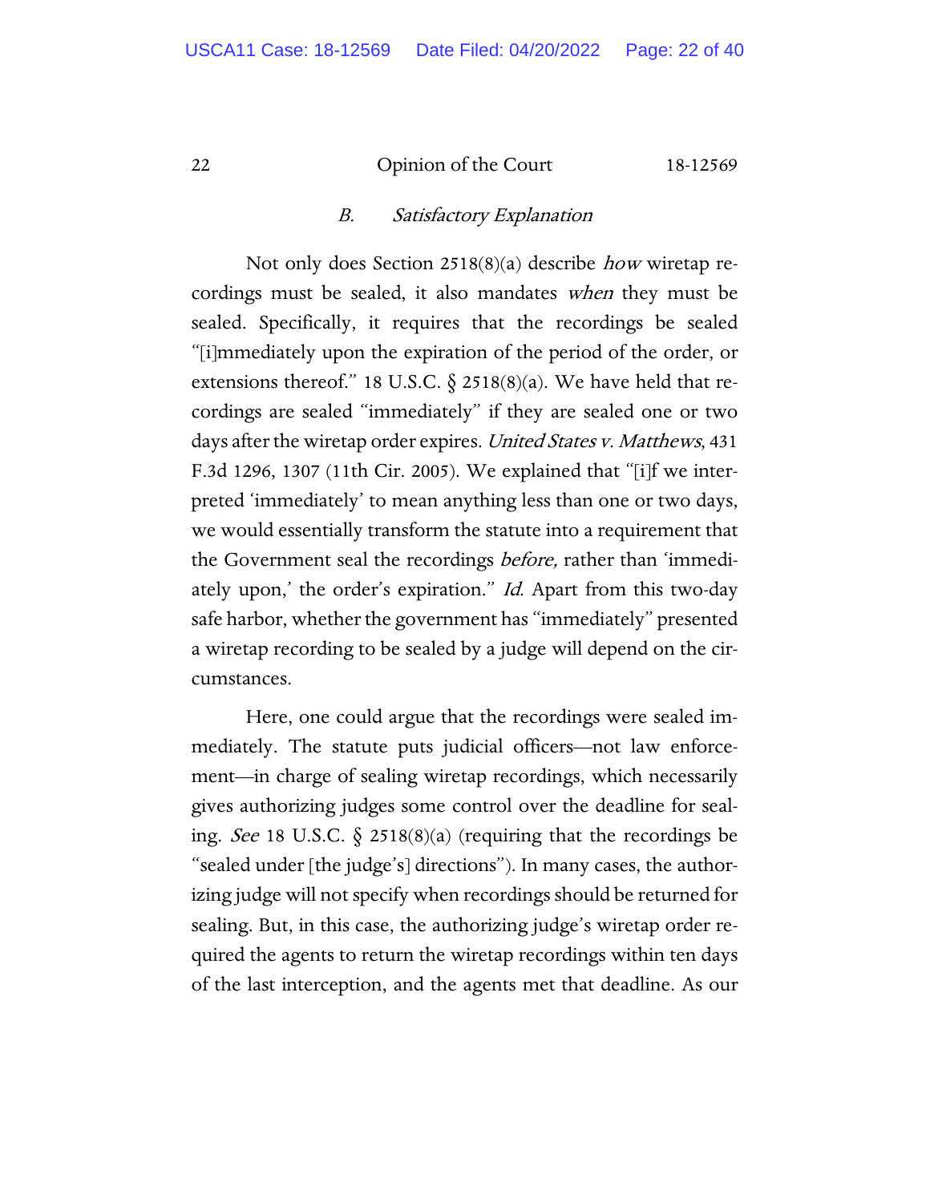### B. *Satisfactory Explanation*

Not only does Section 2518(8)(a) describe *how* wiretap recordings must be sealed, it also mandates *when* they must be sealed. Specifically, it requires that the recordings be sealed "[i]mmediately upon the expiration of the period of the order, or extensions thereof." 18 U.S.C. § 2518(8)(a). We have held that recordings are sealed "immediately" if they are sealed one or two days after the wiretap order expires. *United States v. Matthews*, 431 F.3d 1296, 1307 (11th Cir. 2005). We explained that "[i]f we interpreted 'immediately' to mean anything less than one or two days, we would essentially transform the statute into a requirement that the Government seal the recordings *before,* rather than 'immediately upon,' the order's expiration." *Id.* Apart from this two-day safe harbor, whether the government has "immediately" presented a wiretap recording to be sealed by a judge will depend on the circumstances.

Here, one could argue that the recordings were sealed immediately. The statute puts judicial officers—not law enforcement—in charge of sealing wiretap recordings, which necessarily gives authorizing judges some control over the deadline for sealing. *See* 18 U.S.C. § 2518(8)(a) (requiring that the recordings be "sealed under [the judge's] directions"). In many cases, the authorizing judge will not specify when recordings should be returned for sealing. But, in this case, the authorizing judge's wiretap order required the agents to return the wiretap recordings within ten days of the last interception, and the agents met that deadline. As our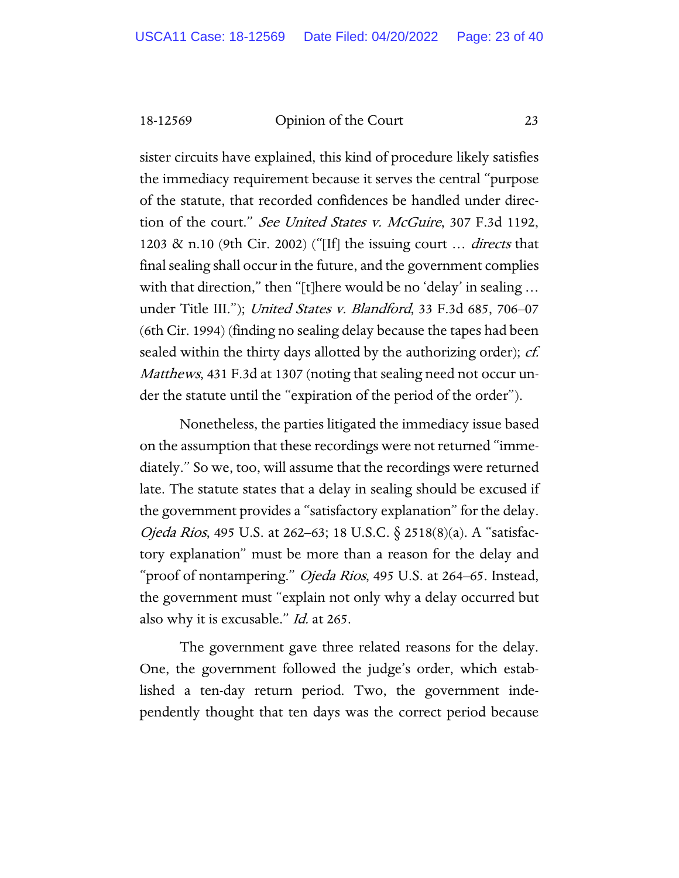sister circuits have explained, this kind of procedure likely satisfies the immediacy requirement because it serves the central "purpose of the statute, that recorded confidences be handled under direction of the court." *See United States v. McGuire*, 307 F.3d 1192, 1203 & n.10 (9th Cir. 2002) ("[If] the issuing court … *directs* that final sealing shall occur in the future, and the government complies with that direction," then "[t]here would be no 'delay' in sealing … under Title III."); *United States v. Blandford*, 33 F.3d 685, 706–07 (6th Cir. 1994) (finding no sealing delay because the tapes had been sealed within the thirty days allotted by the authorizing order); *cf. Matthews*, 431 F.3d at 1307 (noting that sealing need not occur under the statute until the "expiration of the period of the order").

Nonetheless, the parties litigated the immediacy issue based on the assumption that these recordings were not returned "immediately." So we, too, will assume that the recordings were returned late. The statute states that a delay in sealing should be excused if the government provides a "satisfactory explanation" for the delay. *Ojeda Rios*, 495 U.S. at 262–63; 18 U.S.C. § 2518(8)(a). A "satisfactory explanation" must be more than a reason for the delay and "proof of nontampering." *Ojeda Rios*, 495 U.S. at 264–65. Instead, the government must "explain not only why a delay occurred but also why it is excusable." *Id.* at 265.

The government gave three related reasons for the delay. One, the government followed the judge's order, which established a ten-day return period. Two, the government independently thought that ten days was the correct period because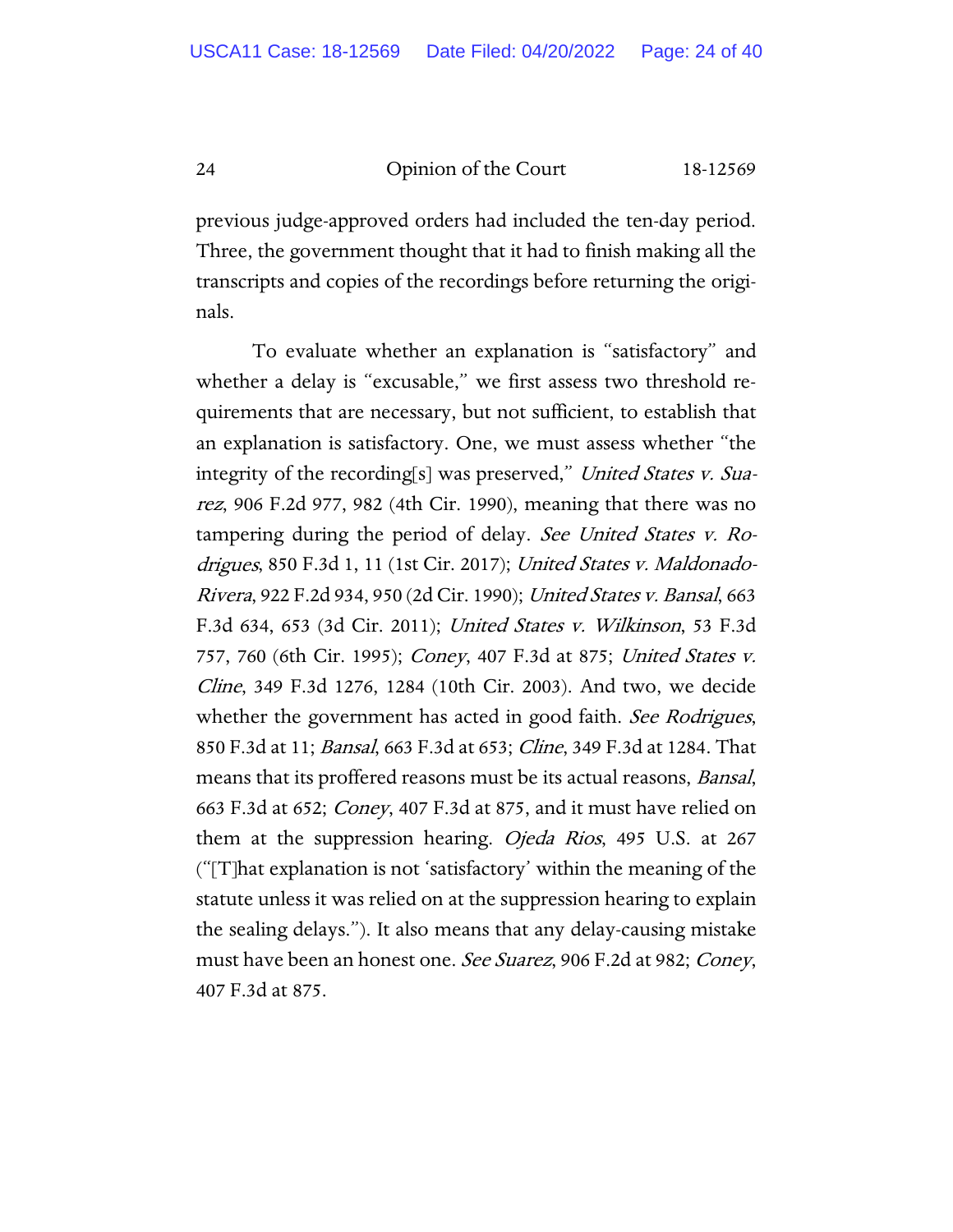previous judge-approved orders had included the ten-day period. Three, the government thought that it had to finish making all the transcripts and copies of the recordings before returning the originals.

To evaluate whether an explanation is "satisfactory" and whether a delay is "excusable," we first assess two threshold requirements that are necessary, but not sufficient, to establish that an explanation is satisfactory. One, we must assess whether "the integrity of the recording[s] was preserved," *United States v. Suarez*, 906 F.2d 977, 982 (4th Cir. 1990), meaning that there was no tampering during the period of delay. *See United States v. Rodrigues*, 850 F.3d 1, 11 (1st Cir. 2017); *United States v. Maldonado-Rivera*, 922 F.2d 934, 950 (2d Cir. 1990); *United States v. Bansal*, 663 F.3d 634, 653 (3d Cir. 2011); *United States v. Wilkinson*, 53 F.3d 757, 760 (6th Cir. 1995); *Coney*, 407 F.3d at 875; *United States v. Cline*, 349 F.3d 1276, 1284 (10th Cir. 2003). And two, we decide whether the government has acted in good faith. *See Rodrigues*, 850 F.3d at 11; *Bansal*, 663 F.3d at 653; *Cline*, 349 F.3d at 1284. That means that its proffered reasons must be its actual reasons, *Bansal*, 663 F.3d at 652; *Coney*, 407 F.3d at 875, and it must have relied on them at the suppression hearing. *Ojeda Rios*, 495 U.S. at 267 ("[T]hat explanation is not 'satisfactory' within the meaning of the statute unless it was relied on at the suppression hearing to explain the sealing delays."). It also means that any delay-causing mistake must have been an honest one. *See Suarez*, 906 F.2d at 982; *Coney*, 407 F.3d at 875.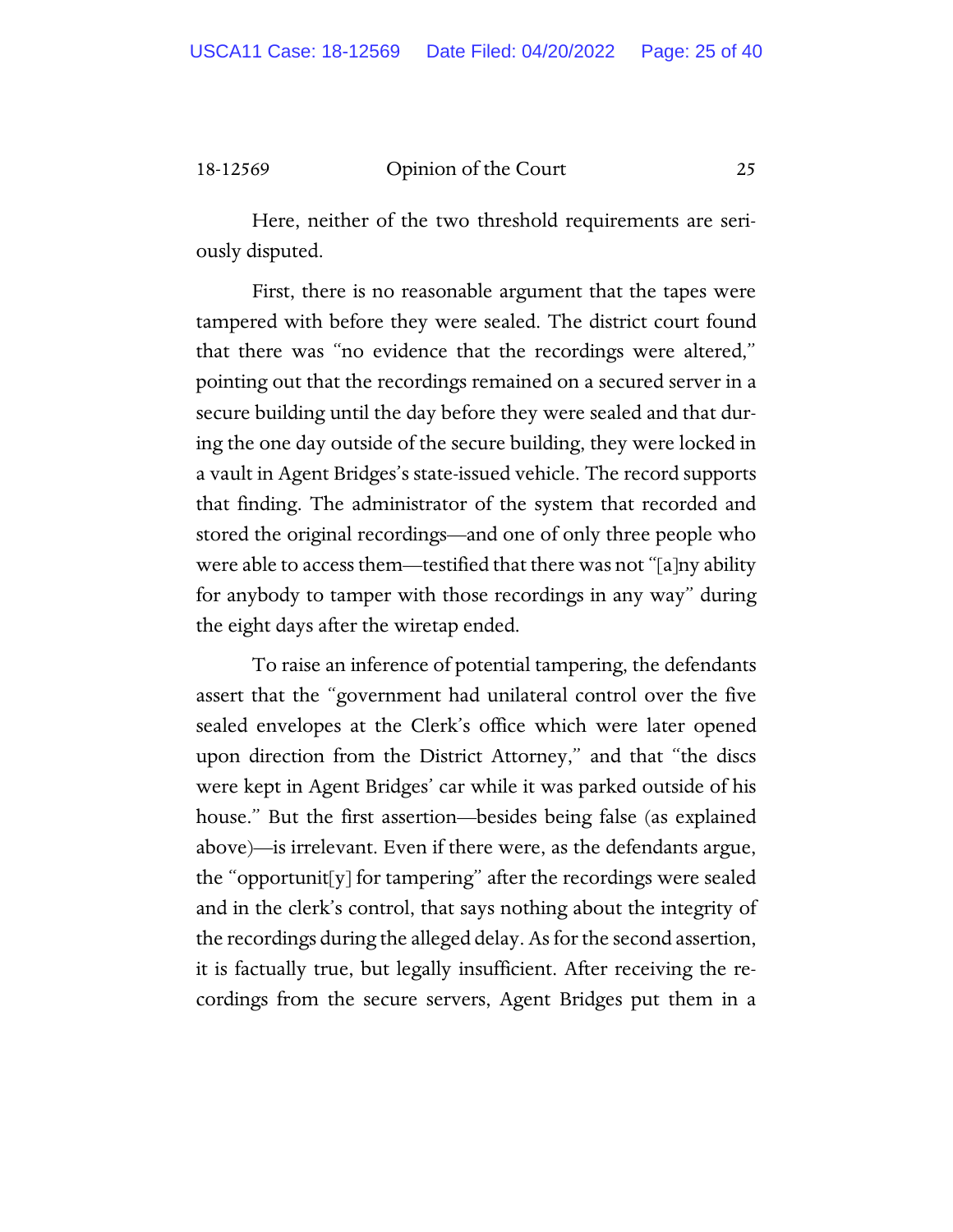Here, neither of the two threshold requirements are seriously disputed.

First, there is no reasonable argument that the tapes were tampered with before they were sealed. The district court found that there was "no evidence that the recordings were altered," pointing out that the recordings remained on a secured server in a secure building until the day before they were sealed and that during the one day outside of the secure building, they were locked in a vault in Agent Bridges's state-issued vehicle. The record supports that finding. The administrator of the system that recorded and stored the original recordings—and one of only three people who were able to access them—testified that there was not "[a]ny ability for anybody to tamper with those recordings in any way" during the eight days after the wiretap ended.

To raise an inference of potential tampering, the defendants assert that the "government had unilateral control over the five sealed envelopes at the Clerk's office which were later opened upon direction from the District Attorney," and that "the discs were kept in Agent Bridges' car while it was parked outside of his house." But the first assertion—besides being false (as explained above)—is irrelevant. Even if there were, as the defendants argue, the "opportunit[y] for tampering" after the recordings were sealed and in the clerk's control, that says nothing about the integrity of the recordings during the alleged delay. As for the second assertion, it is factually true, but legally insufficient. After receiving the recordings from the secure servers, Agent Bridges put them in a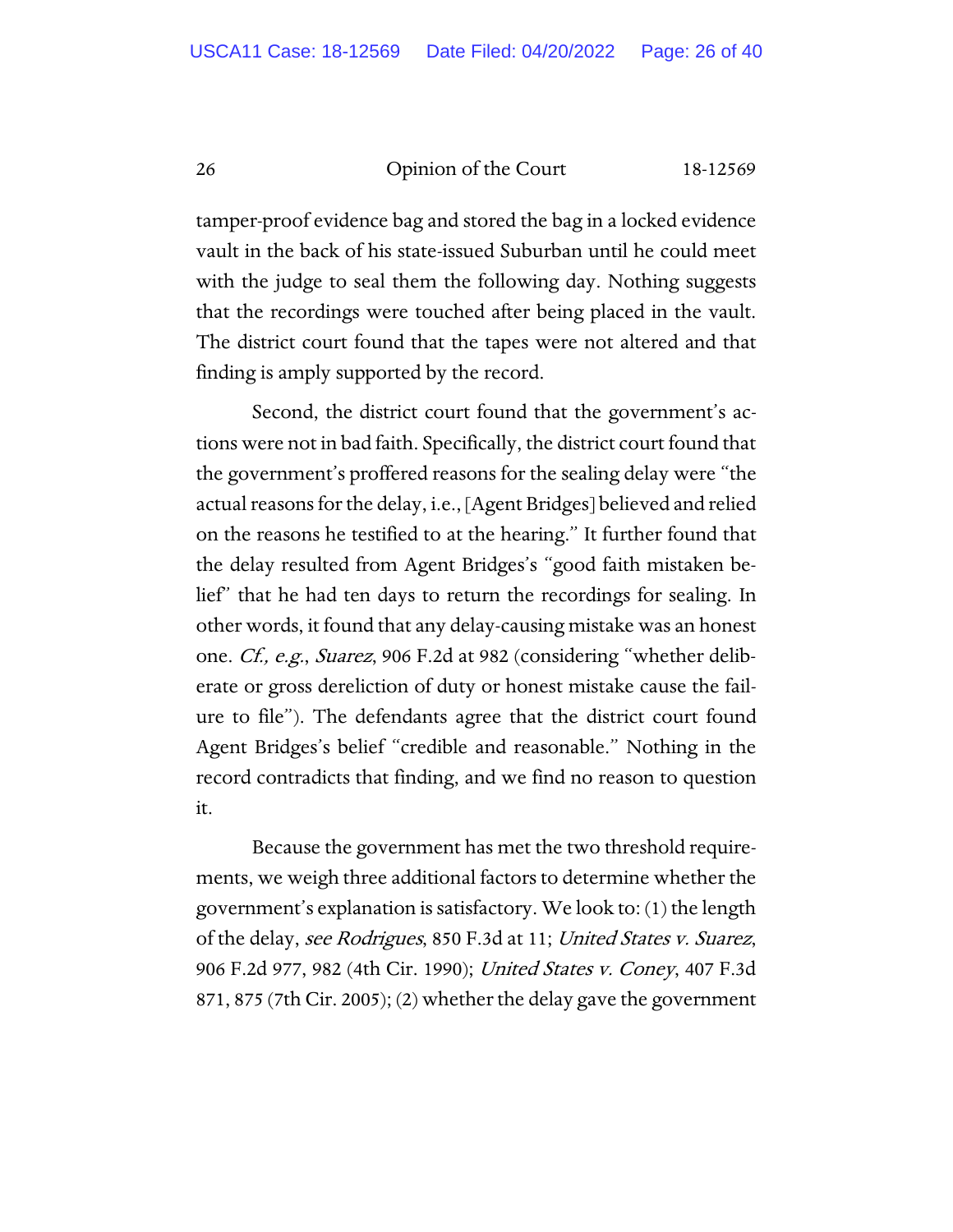tamper-proof evidence bag and stored the bag in a locked evidence vault in the back of his state-issued Suburban until he could meet with the judge to seal them the following day. Nothing suggests that the recordings were touched after being placed in the vault. The district court found that the tapes were not altered and that finding is amply supported by the record.

Second, the district court found that the government's actions were not in bad faith. Specifically, the district court found that the government's proffered reasons for the sealing delay were "the actual reasons for the delay, i.e., [Agent Bridges] believed and relied on the reasons he testified to at the hearing." It further found that the delay resulted from Agent Bridges's "good faith mistaken belief" that he had ten days to return the recordings for sealing. In other words, it found that any delay-causing mistake was an honest one. *Cf., e.g.*, *Suarez*, 906 F.2d at 982 (considering "whether deliberate or gross dereliction of duty or honest mistake cause the failure to file"). The defendants agree that the district court found Agent Bridges's belief "credible and reasonable." Nothing in the record contradicts that finding, and we find no reason to question it.

Because the government has met the two threshold requirements, we weigh three additional factors to determine whether the government's explanation is satisfactory. We look to: (1) the length of the delay, *see Rodrigues*, 850 F.3d at 11; *United States v. Suarez*, 906 F.2d 977, 982 (4th Cir. 1990); *United States v. Coney*, 407 F.3d 871, 875 (7th Cir. 2005); (2) whether the delay gave the government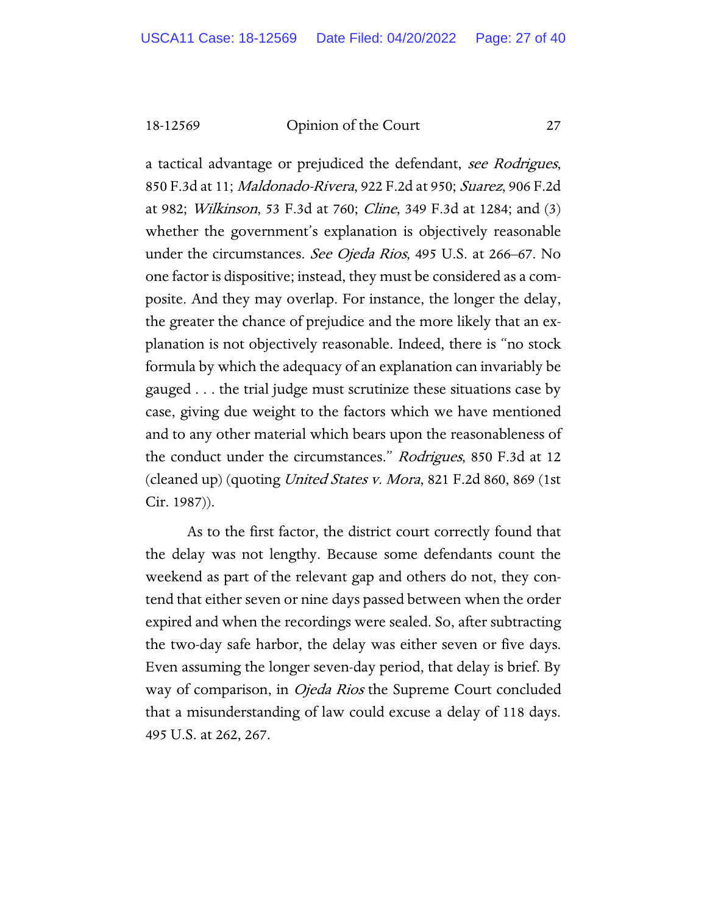a tactical advantage or prejudiced the defendant, *see Rodrigues*, 850 F.3d at 11; *Maldonado-Rivera*, 922 F.2d at 950; *Suarez*, 906 F.2d at 982; *Wilkinson*, 53 F.3d at 760; *Cline*, 349 F.3d at 1284; and (3) whether the government's explanation is objectively reasonable under the circumstances. *See Ojeda Rios*, 495 U.S. at 266–67. No one factor is dispositive; instead, they must be considered as a composite. And they may overlap. For instance, the longer the delay, the greater the chance of prejudice and the more likely that an explanation is not objectively reasonable. Indeed, there is "no stock formula by which the adequacy of an explanation can invariably be gauged . . . the trial judge must scrutinize these situations case by case, giving due weight to the factors which we have mentioned and to any other material which bears upon the reasonableness of the conduct under the circumstances." *Rodrigues*, 850 F.3d at 12 (cleaned up) (quoting *United States v. Mora*, 821 F.2d 860, 869 (1st Cir. 1987)).

As to the first factor, the district court correctly found that the delay was not lengthy. Because some defendants count the weekend as part of the relevant gap and others do not, they contend that either seven or nine days passed between when the order expired and when the recordings were sealed. So, after subtracting the two-day safe harbor, the delay was either seven or five days. Even assuming the longer seven-day period, that delay is brief. By way of comparison, in *Ojeda Rios* the Supreme Court concluded that a misunderstanding of law could excuse a delay of 118 days. 495 U.S. at 262, 267.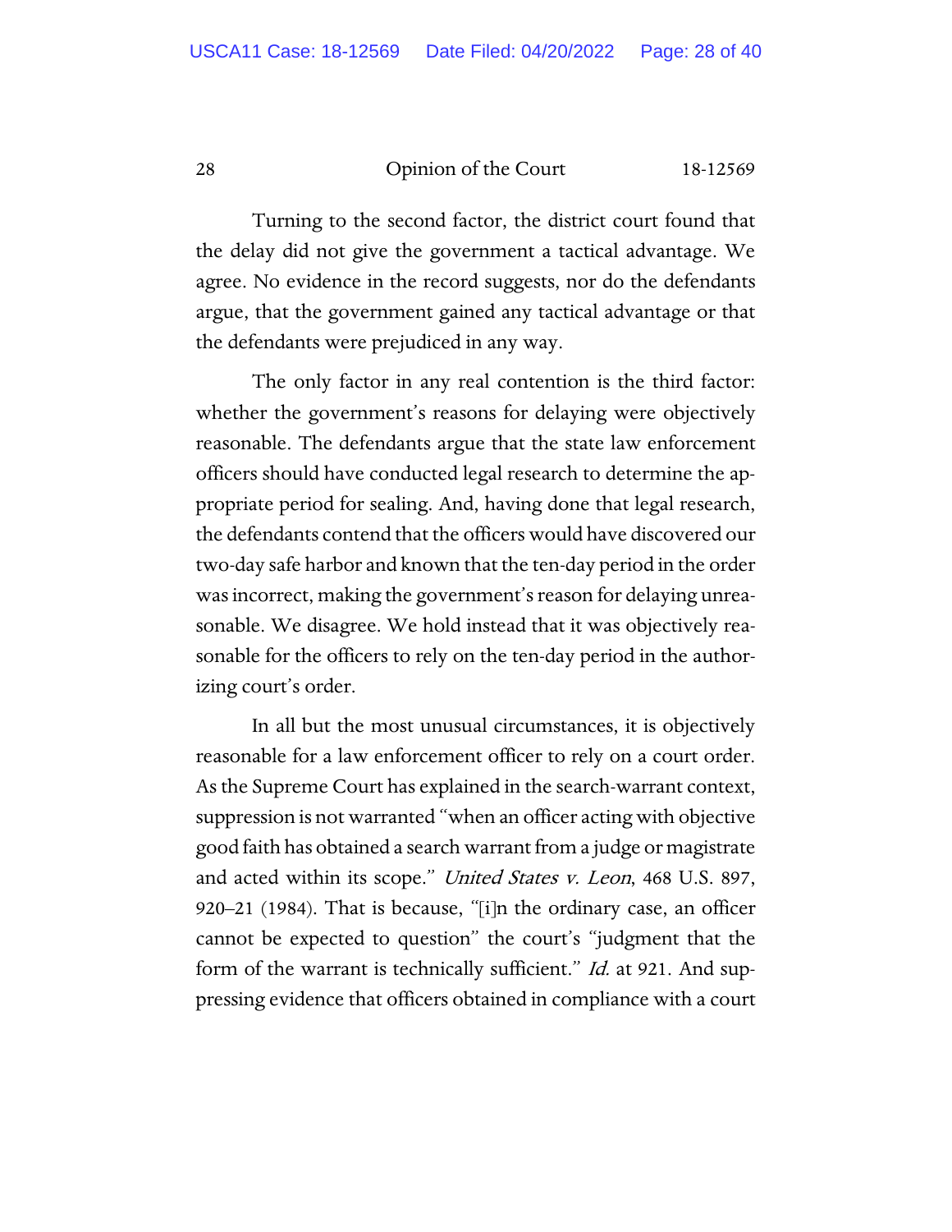Turning to the second factor, the district court found that the delay did not give the government a tactical advantage. We agree. No evidence in the record suggests, nor do the defendants argue, that the government gained any tactical advantage or that the defendants were prejudiced in any way.

The only factor in any real contention is the third factor: whether the government's reasons for delaying were objectively reasonable. The defendants argue that the state law enforcement officers should have conducted legal research to determine the appropriate period for sealing. And, having done that legal research, the defendants contend that the officers would have discovered our two-day safe harbor and known that the ten-day period in the order was incorrect, making the government's reason for delaying unreasonable. We disagree. We hold instead that it was objectively reasonable for the officers to rely on the ten-day period in the authorizing court's order.

In all but the most unusual circumstances, it is objectively reasonable for a law enforcement officer to rely on a court order. As the Supreme Court has explained in the search-warrant context, suppression is not warranted "when an officer acting with objective good faith has obtained a search warrant from a judge or magistrate and acted within its scope." *United States v. Leon*, 468 U.S. 897, 920–21 (1984). That is because, "[i]n the ordinary case, an officer cannot be expected to question" the court's "judgment that the form of the warrant is technically sufficient." *Id.* at 921. And suppressing evidence that officers obtained in compliance with a court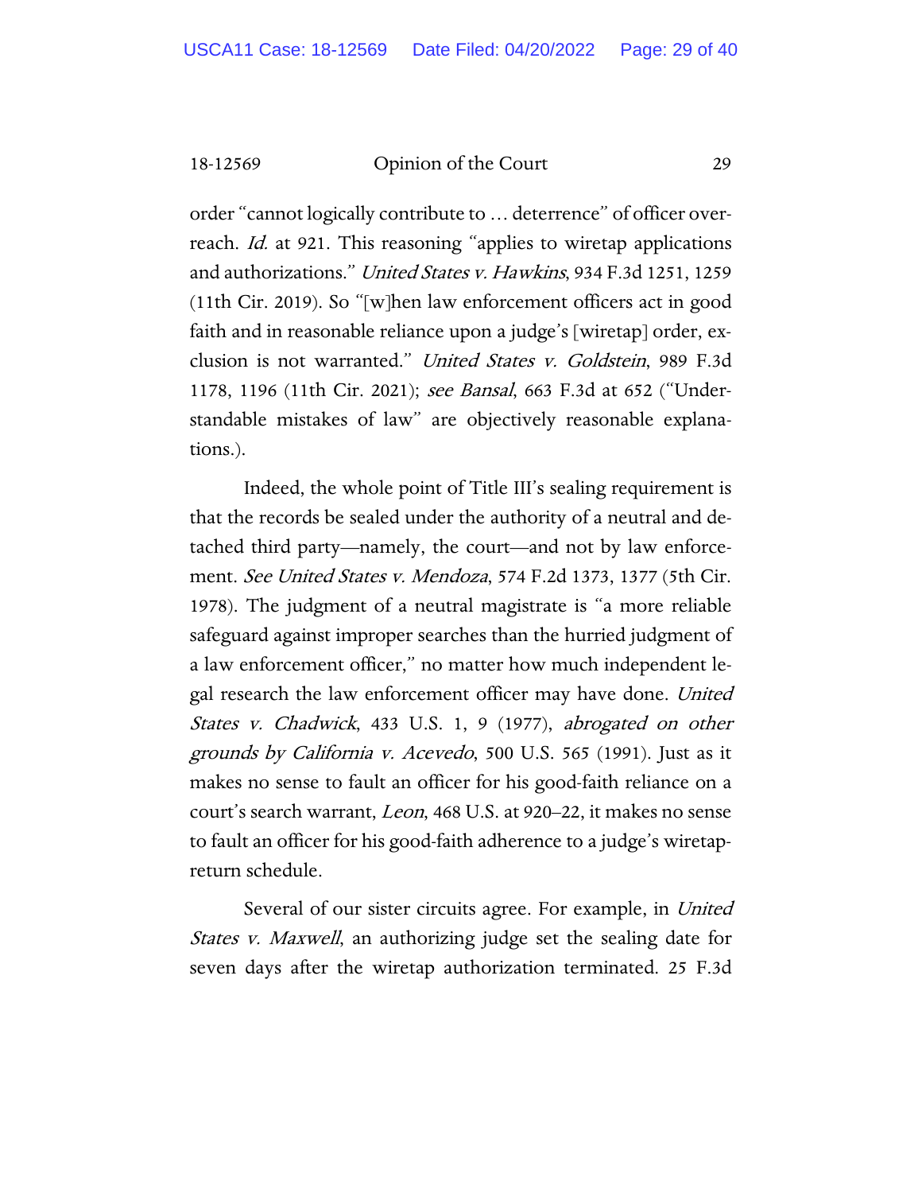order "cannot logically contribute to … deterrence" of officer overreach. *Id.* at 921. This reasoning "applies to wiretap applications and authorizations." *United States v. Hawkins*, 934 F.3d 1251, 1259 (11th Cir. 2019). So "[w]hen law enforcement officers act in good faith and in reasonable reliance upon a judge's [wiretap] order, exclusion is not warranted." *United States v. Goldstein*, 989 F.3d 1178, 1196 (11th Cir. 2021); *see Bansal*, 663 F.3d at 652 ("Understandable mistakes of law" are objectively reasonable explanations.).

Indeed, the whole point of Title III's sealing requirement is that the records be sealed under the authority of a neutral and detached third party—namely, the court—and not by law enforcement. *See United States v. Mendoza*, 574 F.2d 1373, 1377 (5th Cir. 1978). The judgment of a neutral magistrate is "a more reliable safeguard against improper searches than the hurried judgment of a law enforcement officer," no matter how much independent legal research the law enforcement officer may have done. *United States v. Chadwick*, 433 U.S. 1, 9 (1977), *abrogated on other grounds by California v. Acevedo*, 500 U.S. 565 (1991). Just as it makes no sense to fault an officer for his good-faith reliance on a court's search warrant, *Leon*, 468 U.S. at 920–22, it makes no sense to fault an officer for his good-faith adherence to a judge's wiretap-return schedule.

Several of our sister circuits agree. For example, in *United States v. Maxwell*, an authorizing judge set the sealing date for seven days after the wiretap authorization terminated. 25 F.3d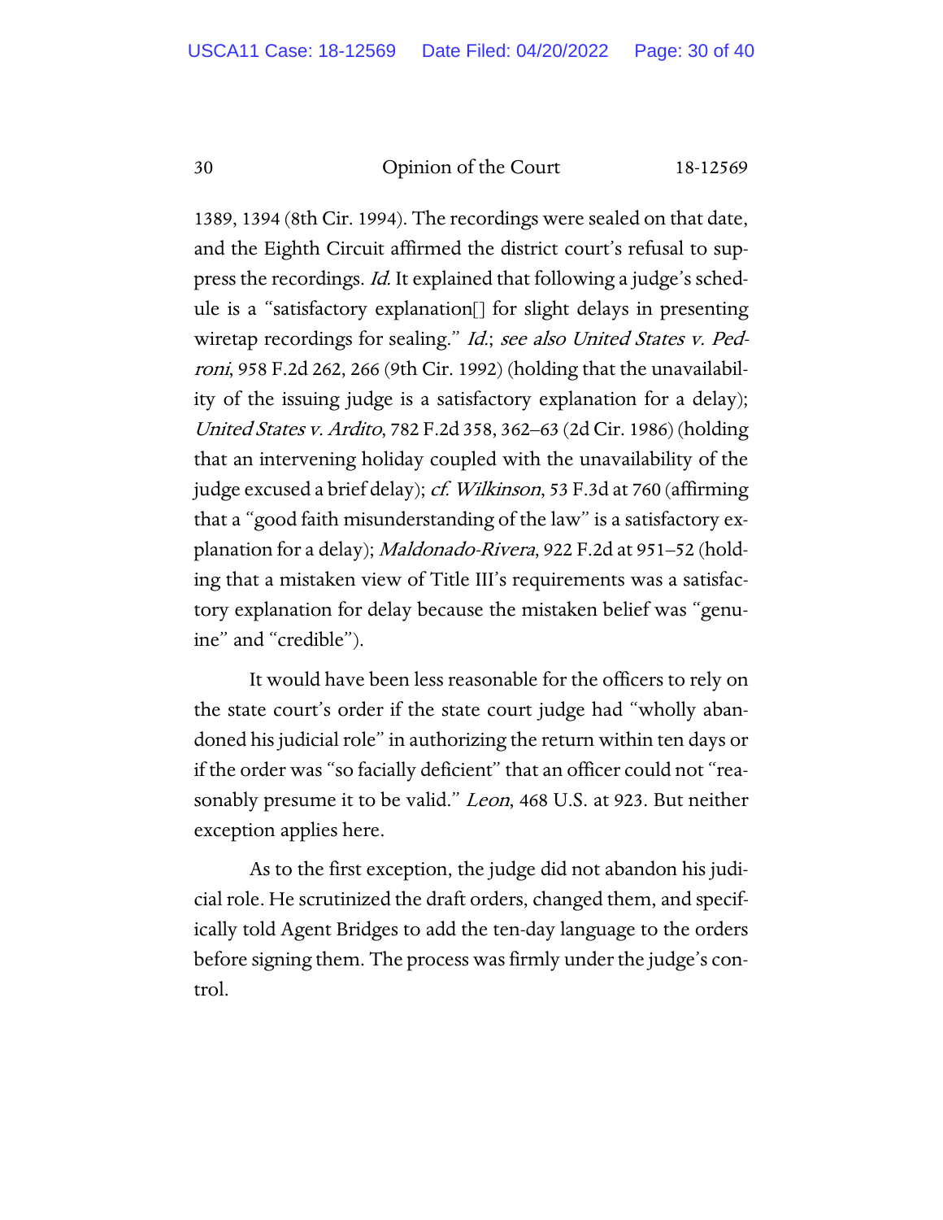1389, 1394 (8th Cir. 1994). The recordings were sealed on that date, and the Eighth Circuit affirmed the district court's refusal to suppress the recordings. *Id.* It explained that following a judge's schedule is a "satisfactory explanation[] for slight delays in presenting wiretap recordings for sealing." *Id.*; *see also United States v. Pedroni*, 958 F.2d 262, 266 (9th Cir. 1992) (holding that the unavailability of the issuing judge is a satisfactory explanation for a delay); *United States v. Ardito*, 782 F.2d 358, 362–63 (2d Cir. 1986) (holding that an intervening holiday coupled with the unavailability of the judge excused a brief delay); *cf. Wilkinson*, 53 F.3d at 760 (affirming that a "good faith misunderstanding of the law" is a satisfactory explanation for a delay); *Maldonado-Rivera*, 922 F.2d at 951–52 (holding that a mistaken view of Title III's requirements was a satisfactory explanation for delay because the mistaken belief was "genuine" and "credible").

It would have been less reasonable for the officers to rely on the state court's order if the state court judge had "wholly abandoned his judicial role" in authorizing the return within ten days or if the order was "so facially deficient" that an officer could not "reasonably presume it to be valid." *Leon*, 468 U.S. at 923. But neither exception applies here.

As to the first exception, the judge did not abandon his judicial role. He scrutinized the draft orders, changed them, and specifically told Agent Bridges to add the ten-day language to the orders before signing them. The process was firmly under the judge's control.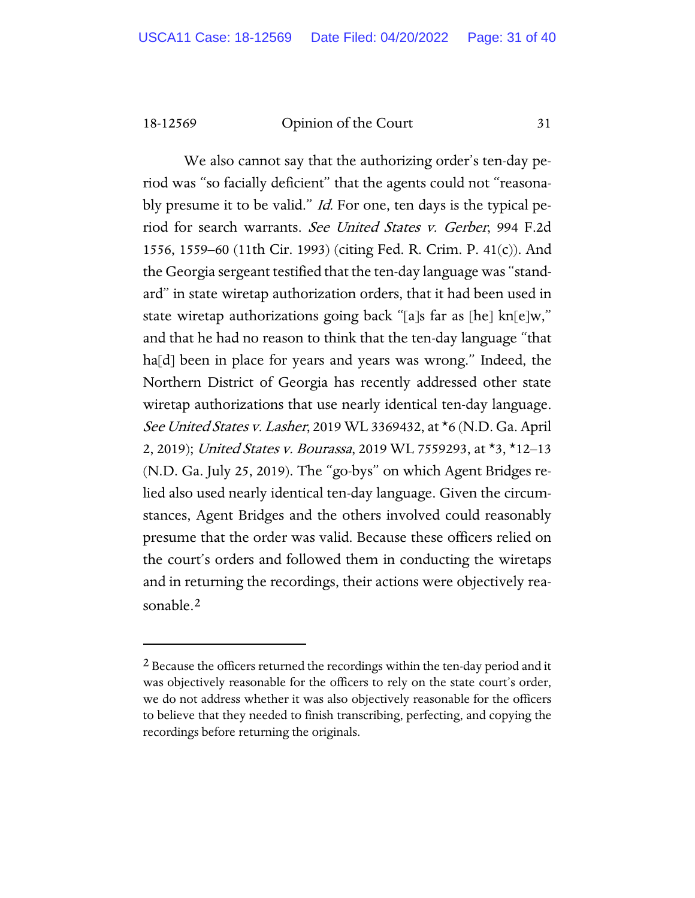We also cannot say that the authorizing order's ten-day period was "so facially deficient" that the agents could not "reasonably presume it to be valid." *Id.* For one, ten days is the typical period for search warrants. *See United States v. Gerber*, 994 F.2d 1556, 1559–60 (11th Cir. 1993) (citing Fed. R. Crim. P. 41(c)). And the Georgia sergeant testified that the ten-day language was "standard" in state wiretap authorization orders, that it had been used in state wiretap authorizations going back "[a]s far as [he] kn[e]w," and that he had no reason to think that the ten-day language "that ha[d] been in place for years and years was wrong." Indeed, the Northern District of Georgia has recently addressed other state wiretap authorizations that use nearly identical ten-day language. *See United States v. Lasher*, 2019 WL 3369432, at *6 (N.D. Ga. April 2, 2019); *United States v. Bourassa*, 2019 WL 7559293, at *3, *12–13 (N.D. Ga. July 25, 2019). The "go-bys" on which Agent Bridges relied also used nearly identical ten-day language. Given the circumstances, Agent Bridges and the others involved could reasonably presume that the order was valid. Because these officers relied on the court's orders and followed them in conducting the wiretaps and in returning the recordings, their actions were objectively reasonable.[2]

---

[2] Because the officers returned the recordings within the ten-day period and it was objectively reasonable for the officers to rely on the state court's order, we do not address whether it was also objectively reasonable for the officers to believe that they needed to finish transcribing, perfecting, and copying the recordings before returning the originals.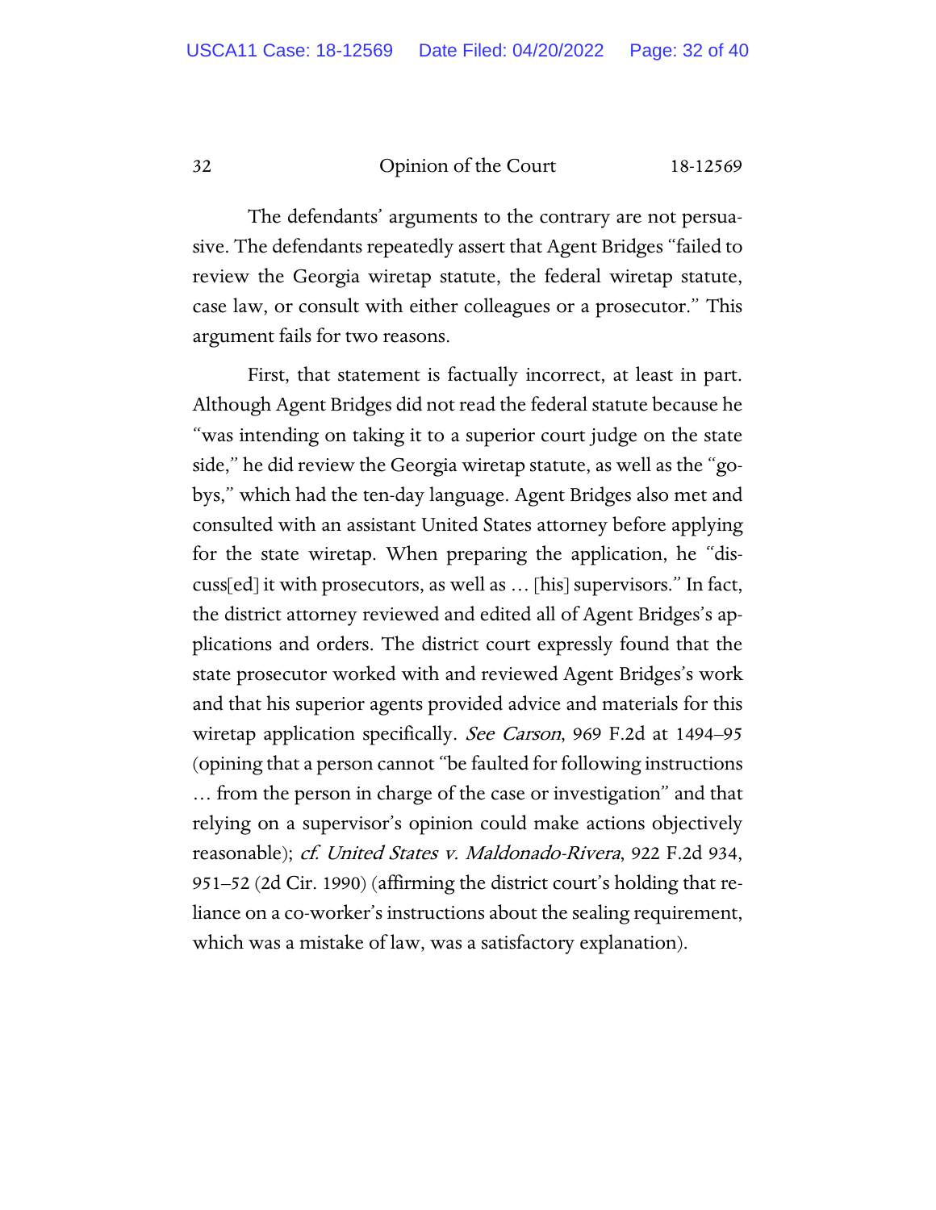The defendants' arguments to the contrary are not persuasive. The defendants repeatedly assert that Agent Bridges "failed to review the Georgia wiretap statute, the federal wiretap statute, case law, or consult with either colleagues or a prosecutor." This argument fails for two reasons.

First, that statement is factually incorrect, at least in part. Although Agent Bridges did not read the federal statute because he "was intending on taking it to a superior court judge on the state side," he did review the Georgia wiretap statute, as well as the "go-bys," which had the ten-day language. Agent Bridges also met and consulted with an assistant United States attorney before applying for the state wiretap. When preparing the application, he "discuss[ed] it with prosecutors, as well as … [his] supervisors." In fact, the district attorney reviewed and edited all of Agent Bridges's applications and orders. The district court expressly found that the state prosecutor worked with and reviewed Agent Bridges's work and that his superior agents provided advice and materials for this wiretap application specifically. *See Carson*, 969 F.2d at 1494–95 (opining that a person cannot "be faulted for following instructions … from the person in charge of the case or investigation" and that relying on a supervisor's opinion could make actions objectively reasonable); *cf. United States v. Maldonado-Rivera*, 922 F.2d 934, 951–52 (2d Cir. 1990) (affirming the district court's holding that reliance on a co-worker's instructions about the sealing requirement, which was a mistake of law, was a satisfactory explanation).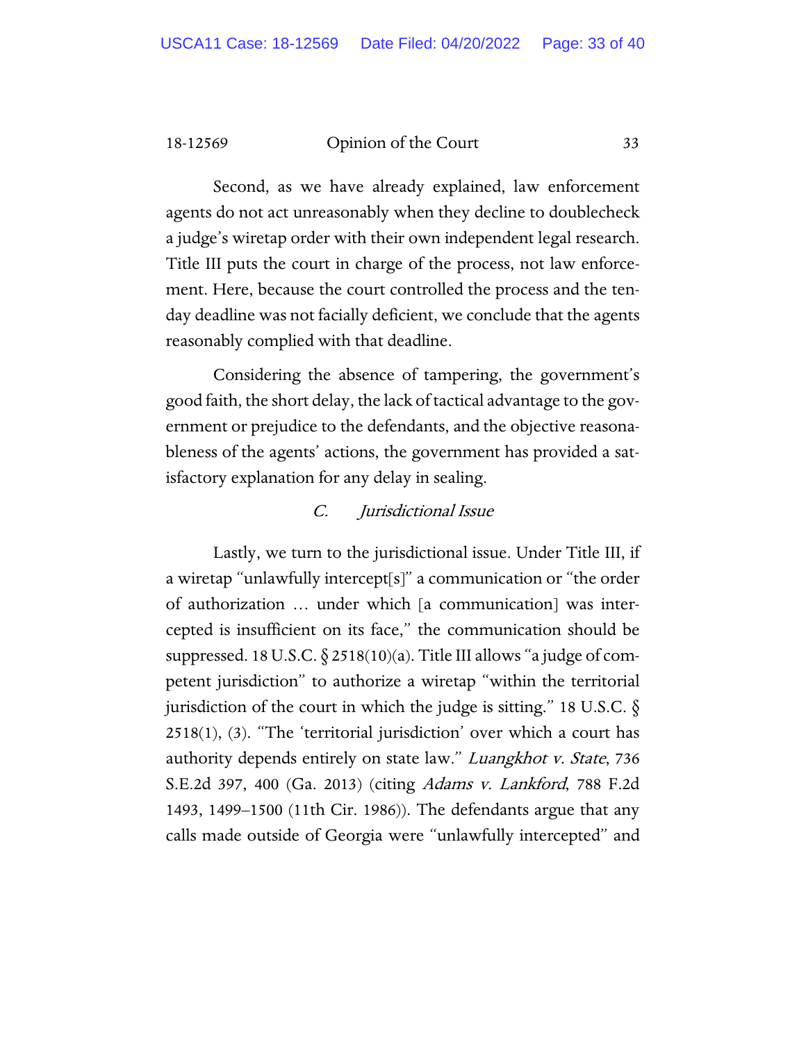Second, as we have already explained, law enforcement agents do not act unreasonably when they decline to doublecheck a judge's wiretap order with their own independent legal research. Title III puts the court in charge of the process, not law enforcement. Here, because the court controlled the process and the ten-day deadline was not facially deficient, we conclude that the agents reasonably complied with that deadline.

Considering the absence of tampering, the government's good faith, the short delay, the lack of tactical advantage to the government or prejudice to the defendants, and the objective reasonableness of the agents' actions, the government has provided a satisfactory explanation for any delay in sealing.

### *C. Jurisdictional Issue*

Lastly, we turn to the jurisdictional issue. Under Title III, if a wiretap "unlawfully intercept[s]" a communication or "the order of authorization … under which [a communication] was intercepted is insufficient on its face," the communication should be suppressed. 18 U.S.C. § 2518(10)(a). Title III allows "a judge of competent jurisdiction" to authorize a wiretap "within the territorial jurisdiction of the court in which the judge is sitting." 18 U.S.C. § 2518(1), (3). "The 'territorial jurisdiction' over which a court has authority depends entirely on state law." *Luangkhot v. State*, 736 S.E.2d 397, 400 (Ga. 2013) (citing *Adams v. Lankford*, 788 F.2d 1493, 1499–1500 (11th Cir. 1986)). The defendants argue that any calls made outside of Georgia were "unlawfully intercepted" and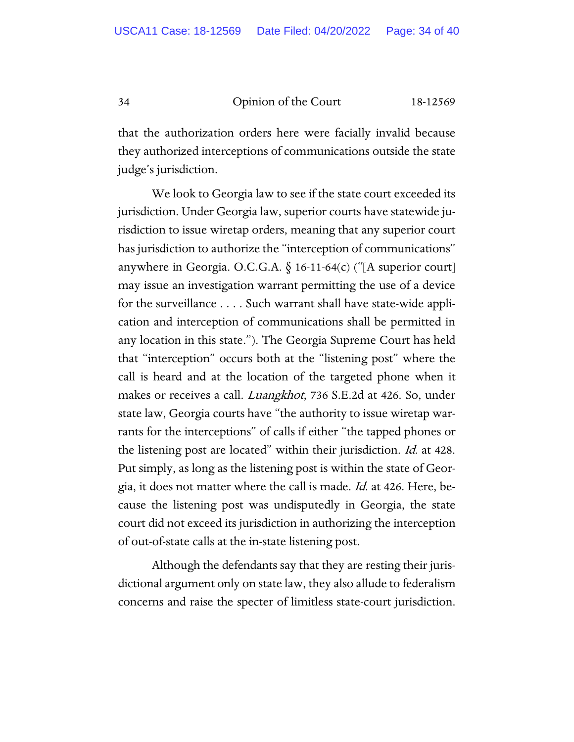that the authorization orders here were facially invalid because they authorized interceptions of communications outside the state judge's jurisdiction.

We look to Georgia law to see if the state court exceeded its jurisdiction. Under Georgia law, superior courts have statewide jurisdiction to issue wiretap orders, meaning that any superior court has jurisdiction to authorize the "interception of communications" anywhere in Georgia. O.C.G.A. § 16-11-64(c) ("[A superior court] may issue an investigation warrant permitting the use of a device for the surveillance . . . . Such warrant shall have state-wide application and interception of communications shall be permitted in any location in this state."). The Georgia Supreme Court has held that "interception" occurs both at the "listening post" where the call is heard and at the location of the targeted phone when it makes or receives a call. *Luangkhot*, 736 S.E.2d at 426. So, under state law, Georgia courts have "the authority to issue wiretap warrants for the interceptions" of calls if either "the tapped phones or the listening post are located" within their jurisdiction. *Id.* at 428. Put simply, as long as the listening post is within the state of Georgia, it does not matter where the call is made. *Id.* at 426. Here, because the listening post was undisputedly in Georgia, the state court did not exceed its jurisdiction in authorizing the interception of out-of-state calls at the in-state listening post.

Although the defendants say that they are resting their jurisdictional argument only on state law, they also allude to federalism concerns and raise the specter of limitless state-court jurisdiction.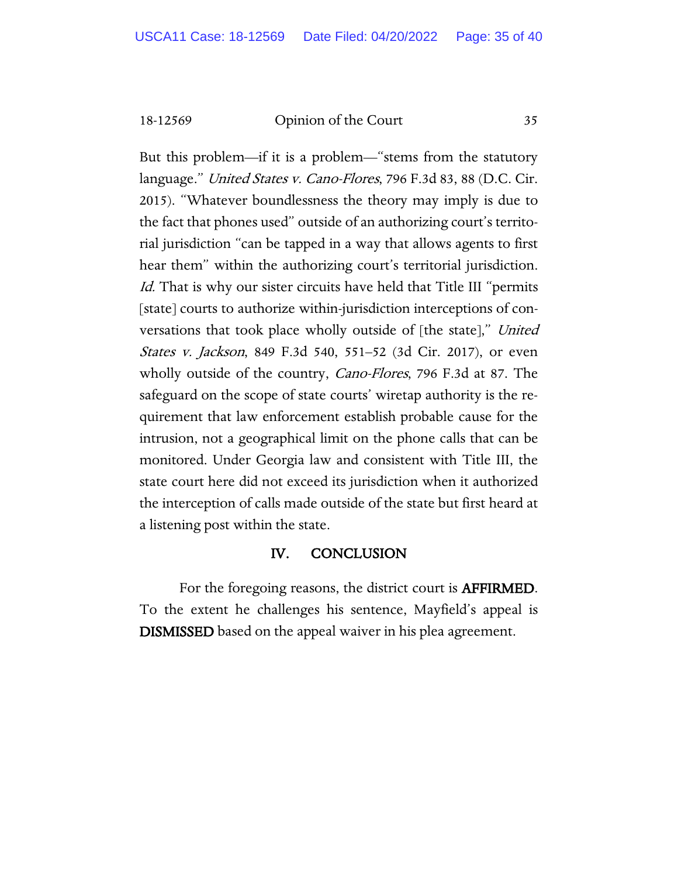But this problem—if it is a problem—"stems from the statutory language." *United States v. Cano-Flores*, 796 F.3d 83, 88 (D.C. Cir. 2015). "Whatever boundlessness the theory may imply is due to the fact that phones used" outside of an authorizing court's territorial jurisdiction "can be tapped in a way that allows agents to first hear them" within the authorizing court's territorial jurisdiction. *Id.* That is why our sister circuits have held that Title III "permits [state] courts to authorize within-jurisdiction interceptions of conversations that took place wholly outside of [the state]," *United States v. Jackson*, 849 F.3d 540, 551–52 (3d Cir. 2017), or even wholly outside of the country, *Cano-Flores*, 796 F.3d at 87. The safeguard on the scope of state courts' wiretap authority is the requirement that law enforcement establish probable cause for the intrusion, not a geographical limit on the phone calls that can be monitored. Under Georgia law and consistent with Title III, the state court here did not exceed its jurisdiction when it authorized the interception of calls made outside of the state but first heard at a listening post within the state.

## IV. CONCLUSION

For the foregoing reasons, the district court is **AFFIRMED**. To the extent he challenges his sentence, Mayfield's appeal is **DISMISSED** based on the appeal waiver in his plea agreement.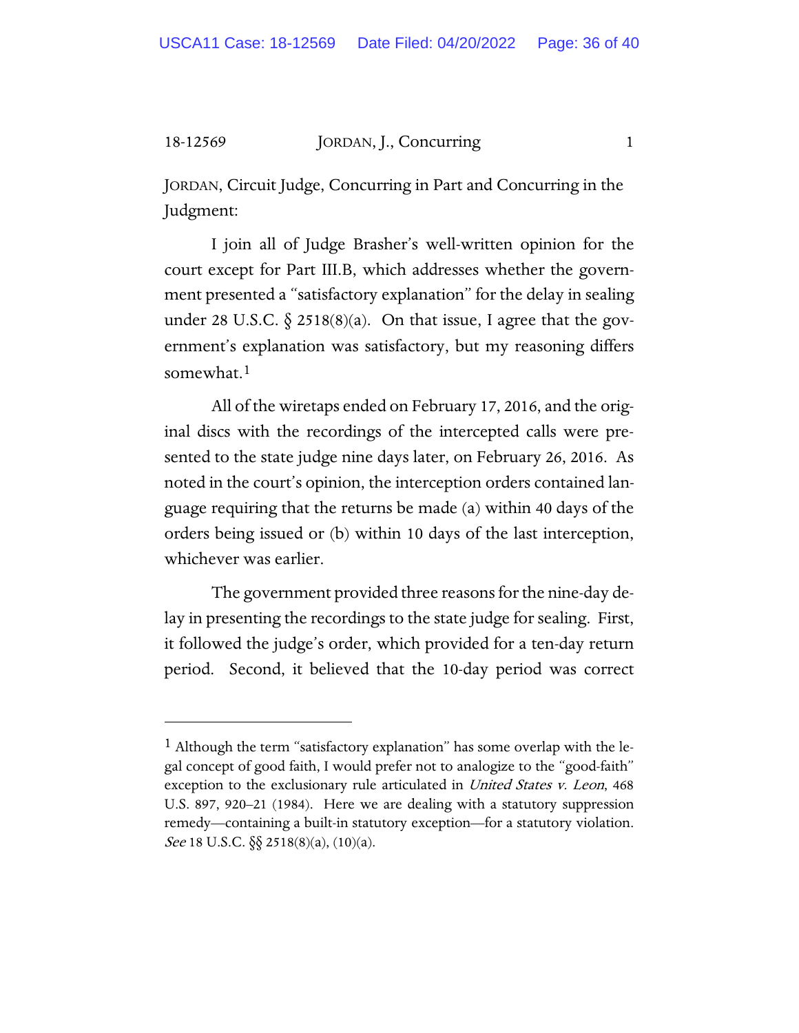JORDAN, Circuit Judge, Concurring in Part and Concurring in the Judgment:

I join all of Judge Brasher's well-written opinion for the court except for Part III.B, which addresses whether the government presented a "satisfactory explanation" for the delay in sealing under 28 U.S.C. § 2518(8)(a). On that issue, I agree that the government's explanation was satisfactory, but my reasoning differs somewhat.[1]

All of the wiretaps ended on February 17, 2016, and the original discs with the recordings of the intercepted calls were presented to the state judge nine days later, on February 26, 2016. As noted in the court's opinion, the interception orders contained language requiring that the returns be made (a) within 40 days of the orders being issued or (b) within 10 days of the last interception, whichever was earlier.

The government provided three reasons for the nine-day delay in presenting the recordings to the state judge for sealing. First, it followed the judge's order, which provided for a ten-day return period. Second, it believed that the 10-day period was correct

[1] Although the term "satisfactory explanation" has some overlap with the legal concept of good faith, I would prefer not to analogize to the "good-faith" exception to the exclusionary rule articulated in *United States v. Leon*, 468 U.S. 897, 920–21 (1984). Here we are dealing with a statutory suppression remedy—containing a built-in statutory exception—for a statutory violation. *See* 18 U.S.C. §§ 2518(8)(a), (10)(a).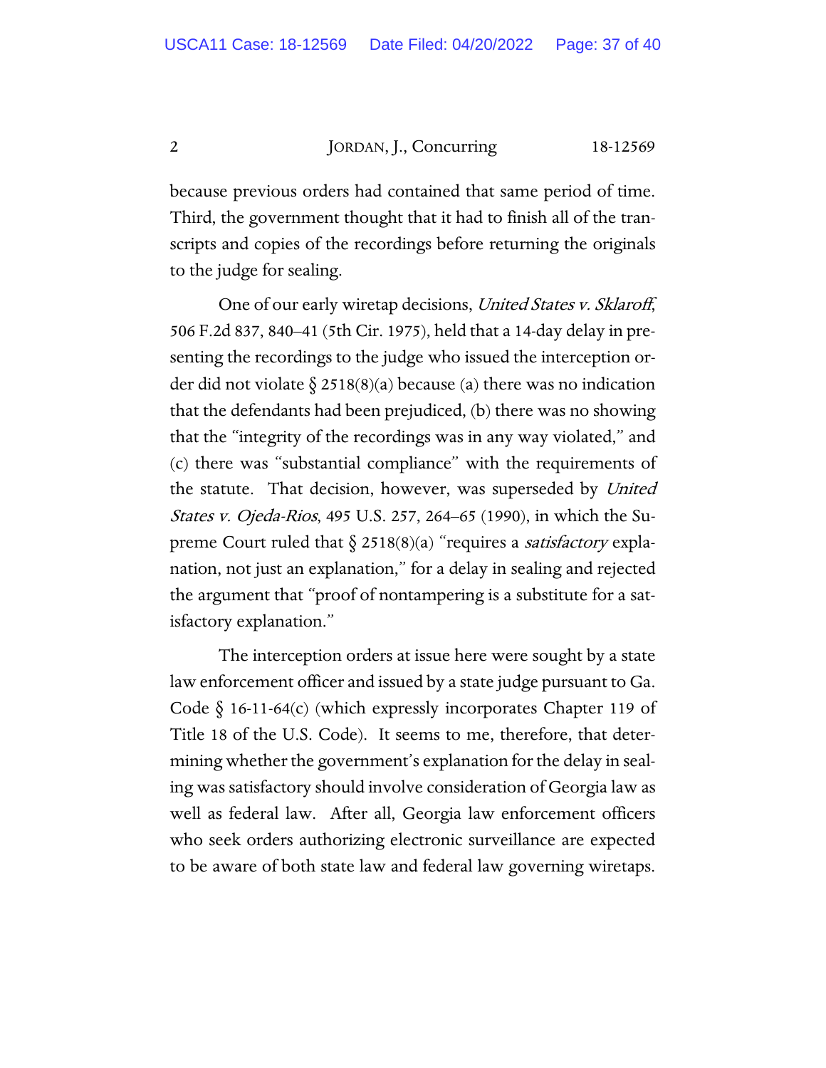because previous orders had contained that same period of time. Third, the government thought that it had to finish all of the transcripts and copies of the recordings before returning the originals to the judge for sealing.

One of our early wiretap decisions, *United States v. Sklaroff*, 506 F.2d 837, 840–41 (5th Cir. 1975), held that a 14-day delay in presenting the recordings to the judge who issued the interception order did not violate § 2518(8)(a) because (a) there was no indication that the defendants had been prejudiced, (b) there was no showing that the "integrity of the recordings was in any way violated," and (c) there was "substantial compliance" with the requirements of the statute. That decision, however, was superseded by *United States v. Ojeda-Rios*, 495 U.S. 257, 264–65 (1990), in which the Supreme Court ruled that § 2518(8)(a) "requires a *satisfactory* explanation, not just an explanation," for a delay in sealing and rejected the argument that "proof of nontampering is a substitute for a satisfactory explanation."

The interception orders at issue here were sought by a state law enforcement officer and issued by a state judge pursuant to Ga. Code § 16-11-64(c) (which expressly incorporates Chapter 119 of Title 18 of the U.S. Code). It seems to me, therefore, that determining whether the government's explanation for the delay in sealing was satisfactory should involve consideration of Georgia law as well as federal law. After all, Georgia law enforcement officers who seek orders authorizing electronic surveillance are expected to be aware of both state law and federal law governing wiretaps.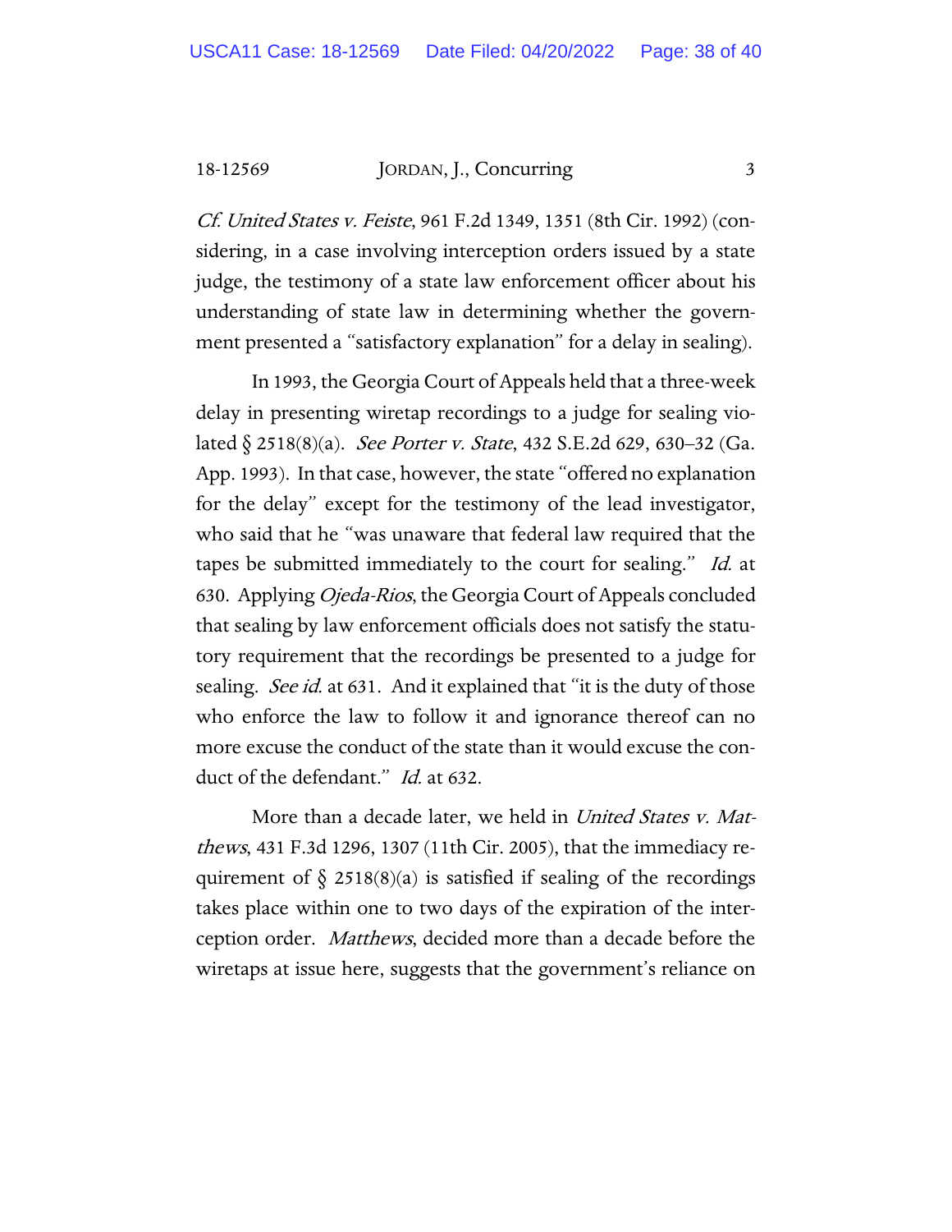*Cf. United States v. Feiste*, 961 F.2d 1349, 1351 (8th Cir. 1992) (considering, in a case involving interception orders issued by a state judge, the testimony of a state law enforcement officer about his understanding of state law in determining whether the government presented a "satisfactory explanation" for a delay in sealing).

In 1993, the Georgia Court of Appeals held that a three-week delay in presenting wiretap recordings to a judge for sealing violated § 2518(8)(a). *See Porter v. State*, 432 S.E.2d 629, 630–32 (Ga. App. 1993). In that case, however, the state "offered no explanation for the delay" except for the testimony of the lead investigator, who said that he "was unaware that federal law required that the tapes be submitted immediately to the court for sealing." *Id.* at 630. Applying *Ojeda-Rios*, the Georgia Court of Appeals concluded that sealing by law enforcement officials does not satisfy the statutory requirement that the recordings be presented to a judge for sealing. *See id.* at 631. And it explained that "it is the duty of those who enforce the law to follow it and ignorance thereof can no more excuse the conduct of the state than it would excuse the conduct of the defendant." *Id.* at 632.

More than a decade later, we held in *United States v. Matthews*, 431 F.3d 1296, 1307 (11th Cir. 2005), that the immediacy requirement of § 2518(8)(a) is satisfied if sealing of the recordings takes place within one to two days of the expiration of the interception order. *Matthews*, decided more than a decade before the wiretaps at issue here, suggests that the government's reliance on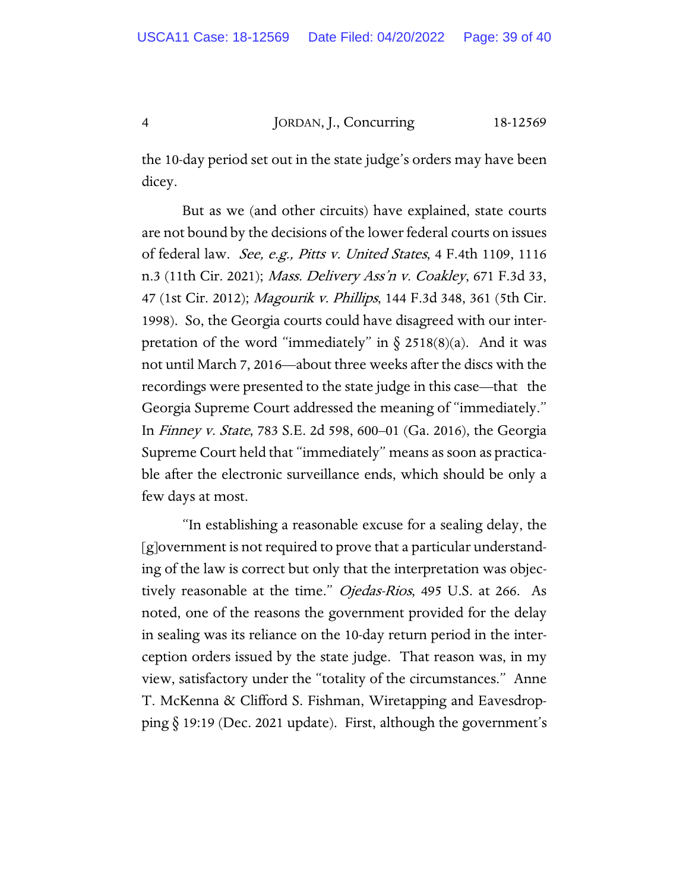the 10-day period set out in the state judge's orders may have been dicey.

But as we (and other circuits) have explained, state courts are not bound by the decisions of the lower federal courts on issues of federal law. *See, e.g., Pitts v. United States*, 4 F.4th 1109, 1116 n.3 (11th Cir. 2021); *Mass. Delivery Ass'n v. Coakley*, 671 F.3d 33, 47 (1st Cir. 2012); *Magourik v. Phillips*, 144 F.3d 348, 361 (5th Cir. 1998). So, the Georgia courts could have disagreed with our interpretation of the word "immediately" in § 2518(8)(a). And it was not until March 7, 2016—about three weeks after the discs with the recordings were presented to the state judge in this case—that the Georgia Supreme Court addressed the meaning of "immediately." In *Finney v. State*, 783 S.E. 2d 598, 600–01 (Ga. 2016), the Georgia Supreme Court held that "immediately" means as soon as practicable after the electronic surveillance ends, which should be only a few days at most.

"In establishing a reasonable excuse for a sealing delay, the [g]overnment is not required to prove that a particular understanding of the law is correct but only that the interpretation was objectively reasonable at the time." *Ojedas-Rios*, 495 U.S. at 266. As noted, one of the reasons the government provided for the delay in sealing was its reliance on the 10-day return period in the interception orders issued by the state judge. That reason was, in my view, satisfactory under the "totality of the circumstances." Anne T. McKenna & Clifford S. Fishman, Wiretapping and Eavesdropping § 19:19 (Dec. 2021 update). First, although the government's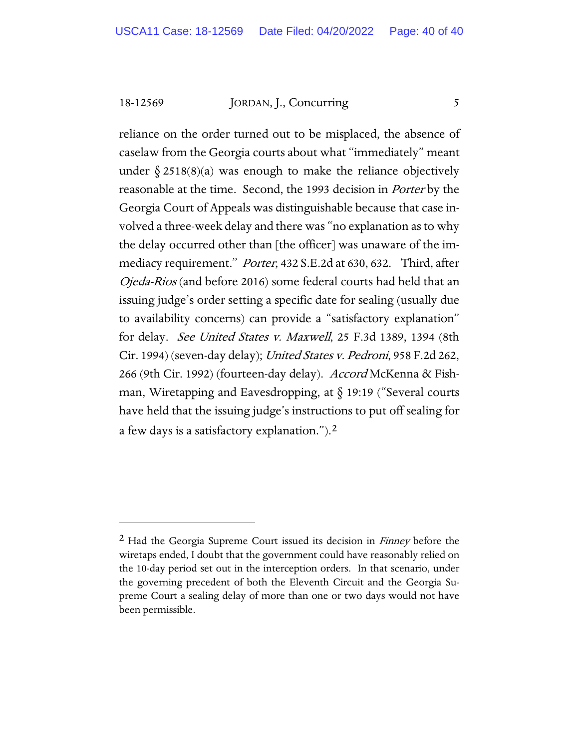reliance on the order turned out to be misplaced, the absence of caselaw from the Georgia courts about what "immediately" meant under § 2518(8)(a) was enough to make the reliance objectively reasonable at the time. Second, the 1993 decision in *Porter* by the Georgia Court of Appeals was distinguishable because that case involved a three-week delay and there was "no explanation as to why the delay occurred other than [the officer] was unaware of the immediacy requirement." *Porter*, 432 S.E.2d at 630, 632. Third, after *Ojeda-Rios* (and before 2016) some federal courts had held that an issuing judge's order setting a specific date for sealing (usually due to availability concerns) can provide a "satisfactory explanation" for delay. *See United States v. Maxwell*, 25 F.3d 1389, 1394 (8th Cir. 1994) (seven-day delay); *United States v. Pedroni*, 958 F.2d 262, 266 (9th Cir. 1992) (fourteen-day delay). *Accord* McKenna & Fishman, Wiretapping and Eavesdropping, at § 19:19 ("Several courts have held that the issuing judge's instructions to put off sealing for a few days is a satisfactory explanation.").[2]

---

[2] Had the Georgia Supreme Court issued its decision in *Finney* before the wiretaps ended, I doubt that the government could have reasonably relied on the 10-day period set out in the interception orders. In that scenario, under the governing precedent of both the Eleventh Circuit and the Georgia Supreme Court a sealing delay of more than one or two days would not have been permissible.